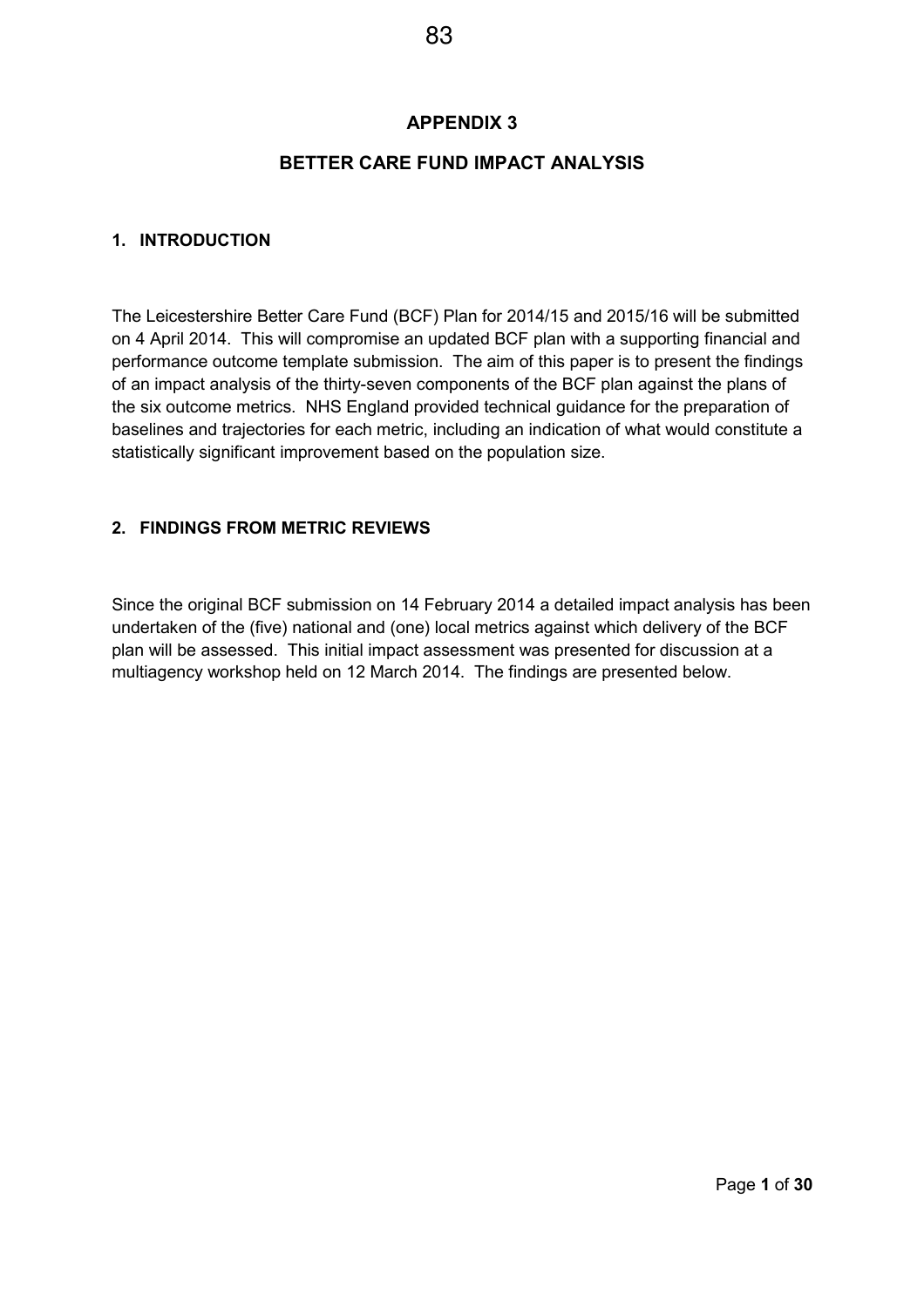# APPENDIX 3

## BETTER CARE FUND IMPACT ANALYSIS

### 1. INTRODUCTION

The Leicestershire Better Care Fund (BCF) Plan for 2014/15 and 2015/16 will be submitted on 4 April 2014. This will compromise an updated BCF plan with a supporting financial and performance outcome template submission. The aim of this paper is to present the findings of an impact analysis of the thirty-seven components of the BCF plan against the plans of the six outcome metrics. NHS England provided technical guidance for the preparation of baselines and trajectories for each metric, including an indication of what would constitute a statistically significant improvement based on the population size.

### 2. FINDINGS FROM METRIC REVIEWS

Since the original BCF submission on 14 February 2014 a detailed impact analysis has been undertaken of the (five) national and (one) local metrics against which delivery of the BCF plan will be assessed. This initial impact assessment was presented for discussion at a multiagency workshop held on 12 March 2014. The findings are presented below.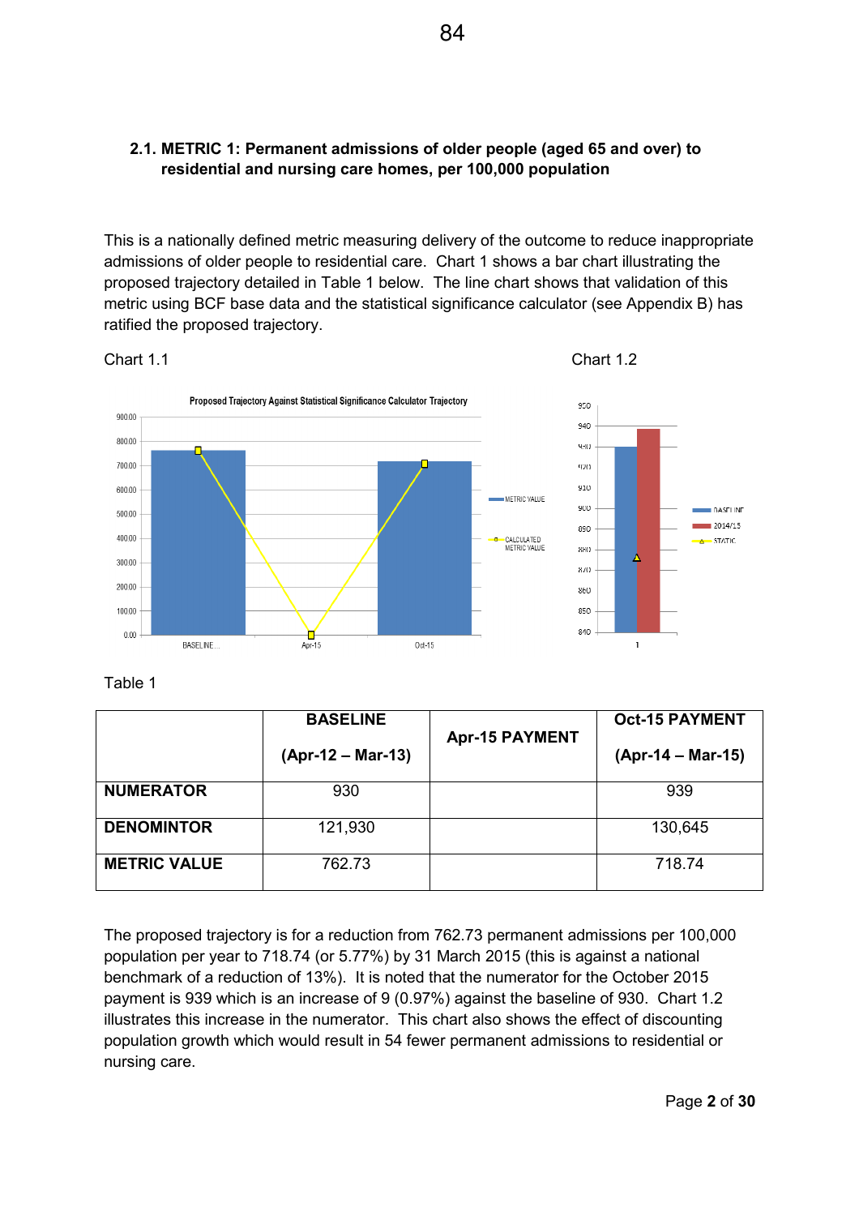## 2.1. METRIC 1: Permanent admissions of older people (aged 65 and over) to residential and nursing care homes, per 100,000 population

This is a nationally defined metric measuring delivery of the outcome to reduce inappropriate admissions of older people to residential care. Chart 1 shows a bar chart illustrating the proposed trajectory detailed in Table 1 below. The line chart shows that validation of this metric using BCF base data and the statistical significance calculator (see Appendix B) has ratified the proposed trajectory.

Chart 1.1

Chart 1.2

Table 1

| | BASELINE (Apr-12 – Mar-13) | Apr-15 PAYMENT | Oct-15 PAYMENT (Apr-14 – Mar-15) |
|---|---|---|---|
| **NUMERATOR** | 930 | | 939 |
| **DENOMINTOR** | 121,930 | | 130,645 |
| **METRIC VALUE** | 762.73 | | 718.74 |

The proposed trajectory is for a reduction from 762.73 permanent admissions per 100,000 population per year to 718.74 (or 5.77%) by 31 March 2015 (this is against a national benchmark of a reduction of 13%). It is noted that the numerator for the October 2015 payment is 939 which is an increase of 9 (0.97%) against the baseline of 930. Chart 1.2 illustrates this increase in the numerator. This chart also shows the effect of discounting population growth which would result in 54 fewer permanent admissions to residential or nursing care.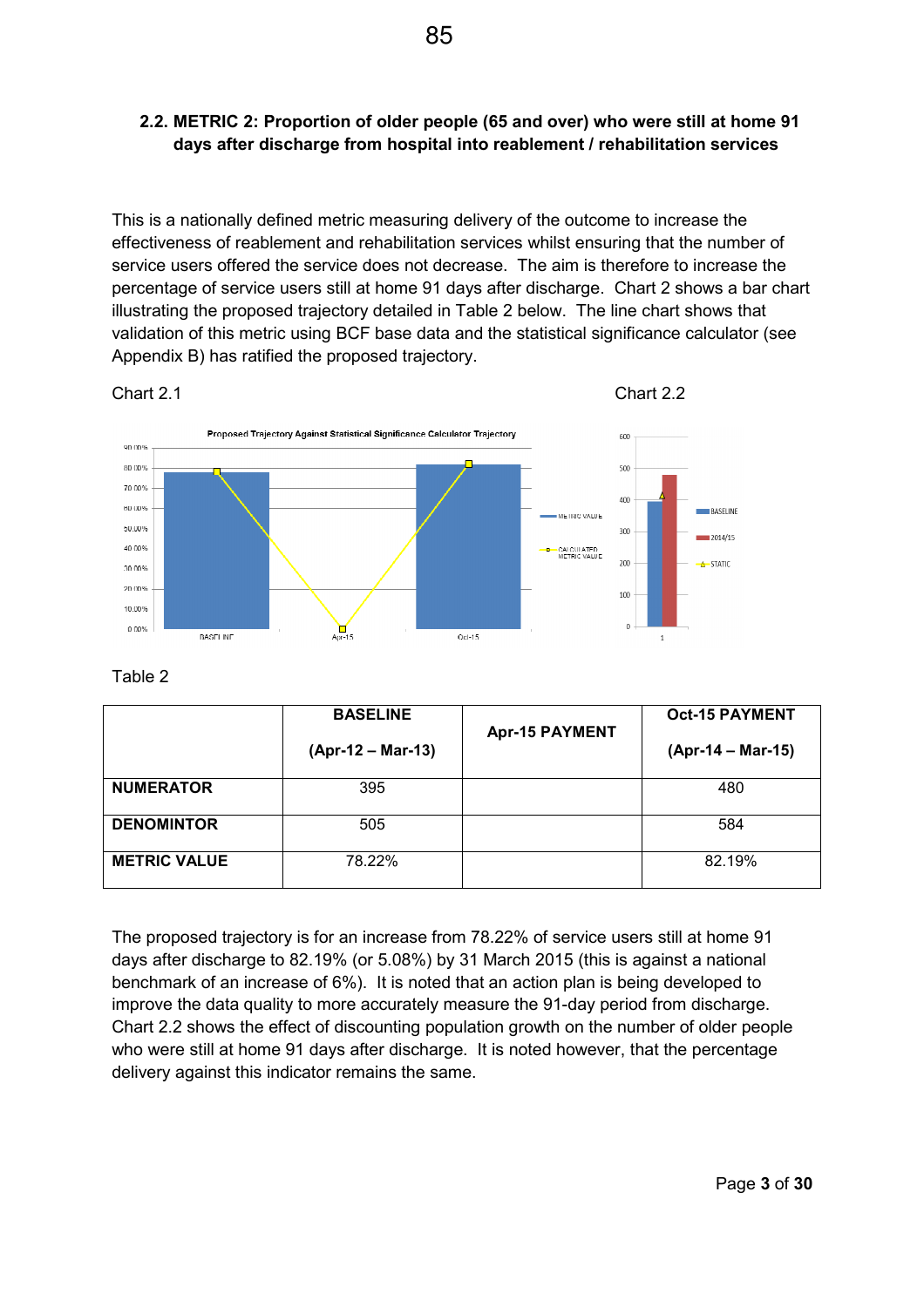## 2.2. METRIC 2: Proportion of older people (65 and over) who were still at home 91 days after discharge from hospital into reablement / rehabilitation services

This is a nationally defined metric measuring delivery of the outcome to increase the effectiveness of reablement and rehabilitation services whilst ensuring that the number of service users offered the service does not decrease. The aim is therefore to increase the percentage of service users still at home 91 days after discharge. Chart 2 shows a bar chart illustrating the proposed trajectory detailed in Table 2 below. The line chart shows that validation of this metric using BCF base data and the statistical significance calculator (see Appendix B) has ratified the proposed trajectory.

Chart 2.1

Chart 2.2

Table 2

| | BASELINE (Apr-12 – Mar-13) | Apr-15 PAYMENT | Oct-15 PAYMENT (Apr-14 – Mar-15) |
|---|---|---|---|
| **NUMERATOR** | 395 | | 480 |
| **DENOMINTOR** | 505 | | 584 |
| **METRIC VALUE** | 78.22% | | 82.19% |

The proposed trajectory is for an increase from 78.22% of service users still at home 91 days after discharge to 82.19% (or 5.08%) by 31 March 2015 (this is against a national benchmark of an increase of 6%). It is noted that an action plan is being developed to improve the data quality to more accurately measure the 91-day period from discharge. Chart 2.2 shows the effect of discounting population growth on the number of older people who were still at home 91 days after discharge. It is noted however, that the percentage delivery against this indicator remains the same.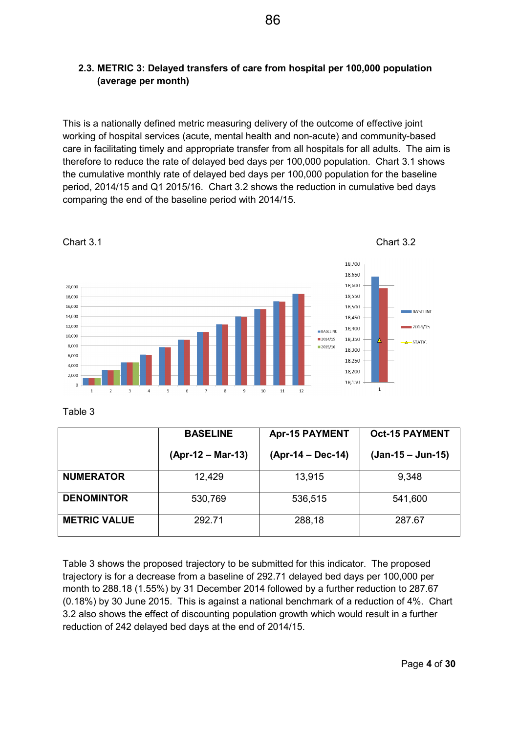## 2.3. METRIC 3: Delayed transfers of care from hospital per 100,000 population (average per month)

This is a nationally defined metric measuring delivery of the outcome of effective joint working of hospital services (acute, mental health and non-acute) and community-based care in facilitating timely and appropriate transfer from all hospitals for all adults. The aim is therefore to reduce the rate of delayed bed days per 100,000 population. Chart 3.1 shows the cumulative monthly rate of delayed bed days per 100,000 population for the baseline period, 2014/15 and Q1 2015/16. Chart 3.2 shows the reduction in cumulative bed days comparing the end of the baseline period with 2014/15.

Chart 3.1

Chart 3.2

Table 3

| | BASELINE (Apr-12 – Mar-13) | Apr-15 PAYMENT (Apr-14 – Dec-14) | Oct-15 PAYMENT (Jan-15 – Jun-15) |
|---|---|---|---|
| **NUMERATOR** | 12,429 | 13,915 | 9,348 |
| **DENOMINTOR** | 530,769 | 536,515 | 541,600 |
| **METRIC VALUE** | 292.71 | 288,18 | 287.67 |

Table 3 shows the proposed trajectory to be submitted for this indicator. The proposed trajectory is for a decrease from a baseline of 292.71 delayed bed days per 100,000 per month to 288.18 (1.55%) by 31 December 2014 followed by a further reduction to 287.67 (0.18%) by 30 June 2015. This is against a national benchmark of a reduction of 4%. Chart 3.2 also shows the effect of discounting population growth which would result in a further reduction of 242 delayed bed days at the end of 2014/15.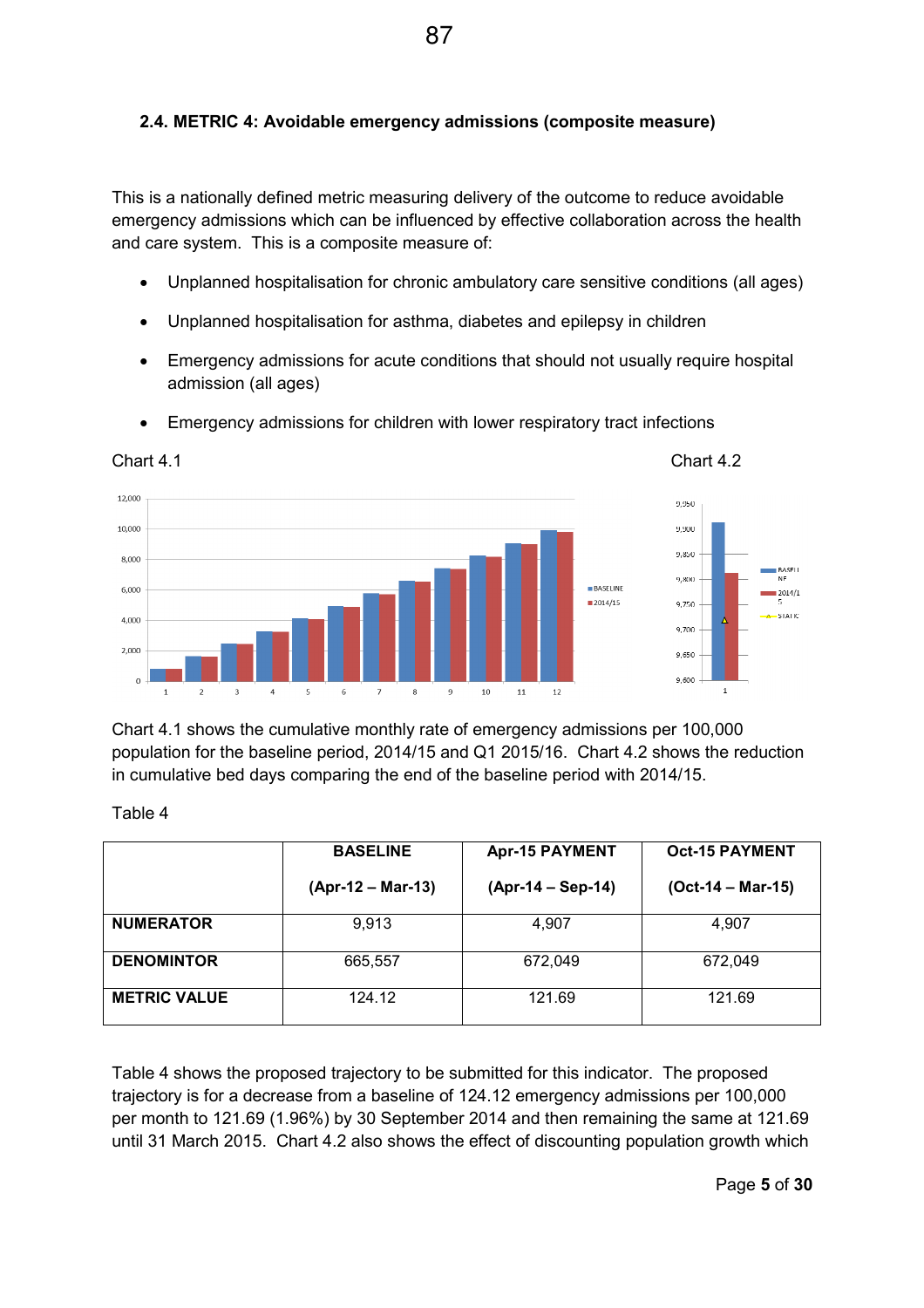## 2.4. METRIC 4: Avoidable emergency admissions (composite measure)

This is a nationally defined metric measuring delivery of the outcome to reduce avoidable emergency admissions which can be influenced by effective collaboration across the health and care system. This is a composite measure of:

- Unplanned hospitalisation for chronic ambulatory care sensitive conditions (all ages)
- Unplanned hospitalisation for asthma, diabetes and epilepsy in children
- Emergency admissions for acute conditions that should not usually require hospital admission (all ages)
- Emergency admissions for children with lower respiratory tract infections

Chart 4.1

Chart 4.2

Chart 4.1 shows the cumulative monthly rate of emergency admissions per 100,000 population for the baseline period, 2014/15 and Q1 2015/16. Chart 4.2 shows the reduction in cumulative bed days comparing the end of the baseline period with 2014/15.

Table 4

| | BASELINE (Apr-12 – Mar-13) | Apr-15 PAYMENT (Apr-14 – Sep-14) | Oct-15 PAYMENT (Oct-14 – Mar-15) |
|---|---|---|---|
| **NUMERATOR** | 9,913 | 4,907 | 4,907 |
| **DENOMINTOR** | 665,557 | 672,049 | 672,049 |
| **METRIC VALUE** | 124.12 | 121.69 | 121.69 |

Table 4 shows the proposed trajectory to be submitted for this indicator. The proposed trajectory is for a decrease from a baseline of 124.12 emergency admissions per 100,000 per month to 121.69 (1.96%) by 30 September 2014 and then remaining the same at 121.69 until 31 March 2015. Chart 4.2 also shows the effect of discounting population growth which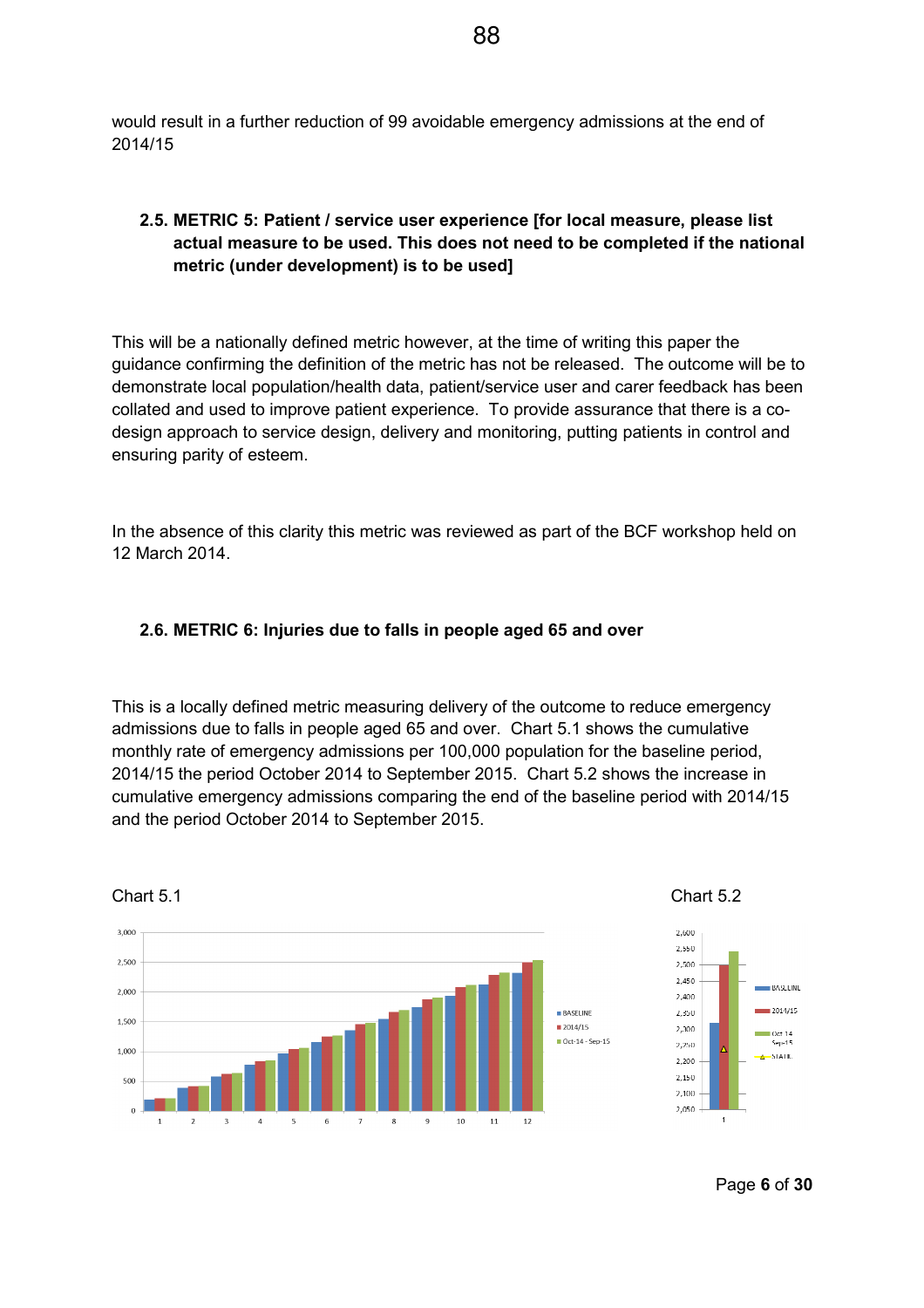would result in a further reduction of 99 avoidable emergency admissions at the end of 2014/15

### 2.5. METRIC 5: Patient / service user experience [for local measure, please list actual measure to be used. This does not need to be completed if the national metric (under development) is to be used]

This will be a nationally defined metric however, at the time of writing this paper the guidance confirming the definition of the metric has not be released. The outcome will be to demonstrate local population/health data, patient/service user and carer feedback has been collated and used to improve patient experience. To provide assurance that there is a co-design approach to service design, delivery and monitoring, putting patients in control and ensuring parity of esteem.

In the absence of this clarity this metric was reviewed as part of the BCF workshop held on 12 March 2014.

### 2.6. METRIC 6: Injuries due to falls in people aged 65 and over

This is a locally defined metric measuring delivery of the outcome to reduce emergency admissions due to falls in people aged 65 and over. Chart 5.1 shows the cumulative monthly rate of emergency admissions per 100,000 population for the baseline period, 2014/15 the period October 2014 to September 2015. Chart 5.2 shows the increase in cumulative emergency admissions comparing the end of the baseline period with 2014/15 and the period October 2014 to September 2015.

Chart 5.1

Chart 5.2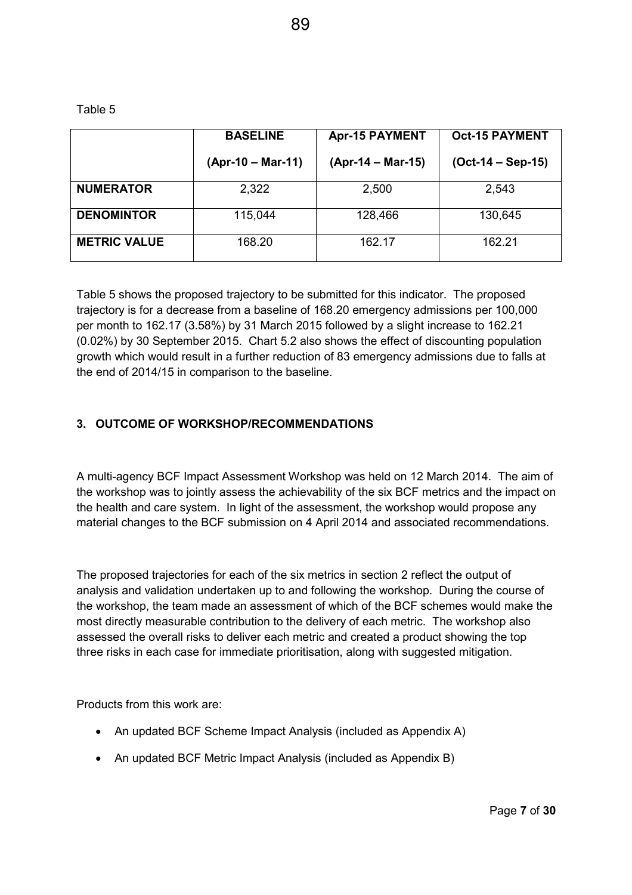Table 5

| | **BASELINE**<br>**(Apr-10 – Mar-11)** | **Apr-15 PAYMENT**<br>**(Apr-14 – Mar-15)** | **Oct-15 PAYMENT**<br>**(Oct-14 – Sep-15)** |
|---|---|---|---|
| **NUMERATOR** | 2,322 | 2,500 | 2,543 |
| **DENOMINTOR** | 115,044 | 128,466 | 130,645 |
| **METRIC VALUE** | 168.20 | 162.17 | 162.21 |

Table 5 shows the proposed trajectory to be submitted for this indicator. The proposed trajectory is for a decrease from a baseline of 168.20 emergency admissions per 100,000 per month to 162.17 (3.58%) by 31 March 2015 followed by a slight increase to 162.21 (0.02%) by 30 September 2015. Chart 5.2 also shows the effect of discounting population growth which would result in a further reduction of 83 emergency admissions due to falls at the end of 2014/15 in comparison to the baseline.

## 3. OUTCOME OF WORKSHOP/RECOMMENDATIONS

A multi-agency BCF Impact Assessment Workshop was held on 12 March 2014. The aim of the workshop was to jointly assess the achievability of the six BCF metrics and the impact on the health and care system. In light of the assessment, the workshop would propose any material changes to the BCF submission on 4 April 2014 and associated recommendations.

The proposed trajectories for each of the six metrics in section 2 reflect the output of analysis and validation undertaken up to and following the workshop. During the course of the workshop, the team made an assessment of which of the BCF schemes would make the most directly measurable contribution to the delivery of each metric. The workshop also assessed the overall risks to deliver each metric and created a product showing the top three risks in each case for immediate prioritisation, along with suggested mitigation.

Products from this work are:

- An updated BCF Scheme Impact Analysis (included as Appendix A)
- An updated BCF Metric Impact Analysis (included as Appendix B)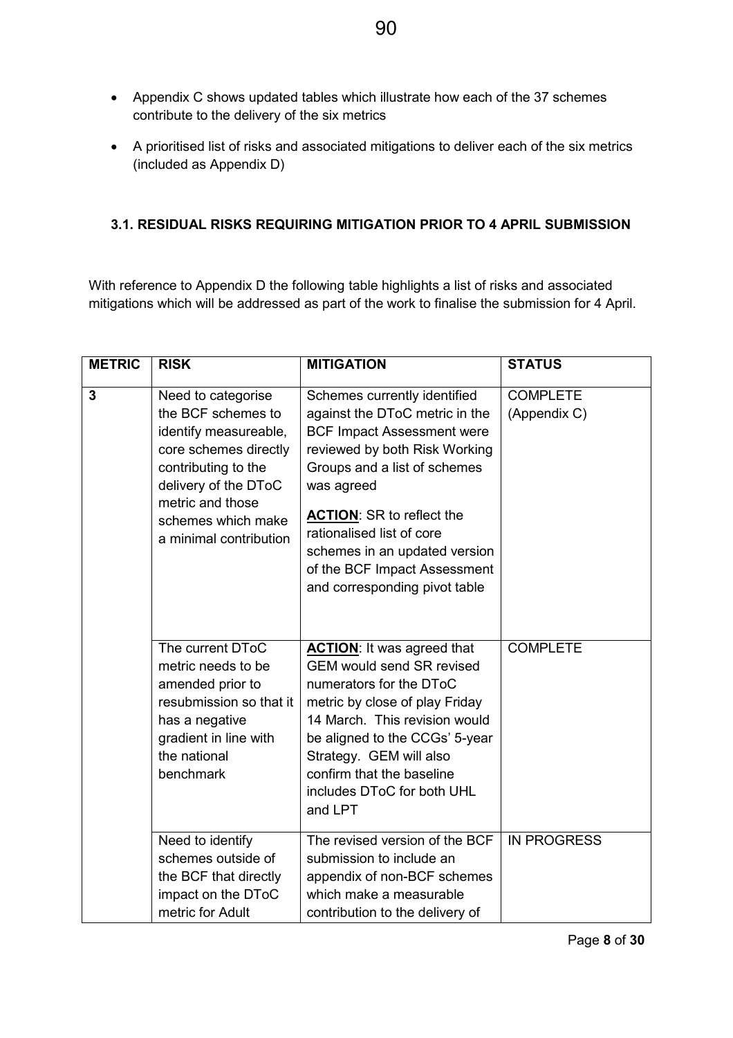- Appendix C shows updated tables which illustrate how each of the 37 schemes contribute to the delivery of the six metrics
- A prioritised list of risks and associated mitigations to deliver each of the six metrics (included as Appendix D)

### 3.1. RESIDUAL RISKS REQUIRING MITIGATION PRIOR TO 4 APRIL SUBMISSION

With reference to Appendix D the following table highlights a list of risks and associated mitigations which will be addressed as part of the work to finalise the submission for 4 April.

| METRIC | RISK | MITIGATION | STATUS |
|---|---|---|---|
| 3 | Need to categorise the BCF schemes to identify measureable, core schemes directly contributing to the delivery of the DToC metric and those schemes which make a minimal contribution | Schemes currently identified against the DToC metric in the BCF Impact Assessment were reviewed by both Risk Working Groups and a list of schemes was agreed<br><br>**ACTION**: SR to reflect the rationalised list of core schemes in an updated version of the BCF Impact Assessment and corresponding pivot table | COMPLETE (Appendix C) |
| | The current DToC metric needs to be amended prior to resubmission so that it has a negative gradient in line with the national benchmark | **ACTION**: It was agreed that GEM would send SR revised numerators for the DToC metric by close of play Friday 14 March. This revision would be aligned to the CCGs' 5-year Strategy. GEM will also confirm that the baseline includes DToC for both UHL and LPT | COMPLETE |
| | Need to identify schemes outside of the BCF that directly impact on the DToC metric for Adult | The revised version of the BCF submission to include an appendix of non-BCF schemes which make a measurable contribution to the delivery of | IN PROGRESS |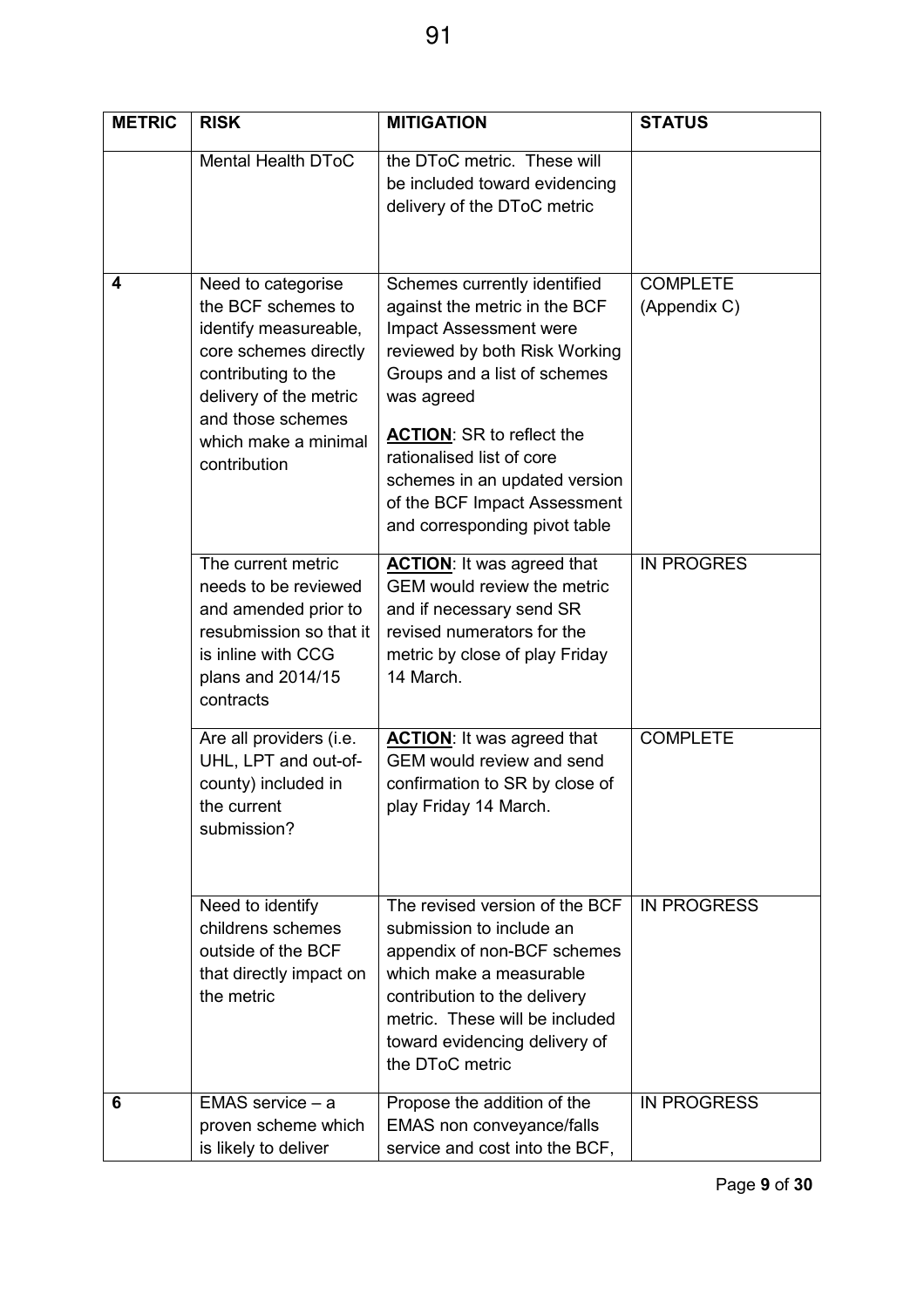| METRIC | RISK | MITIGATION | STATUS |
|---|---|---|---|
| | Mental Health DToC | the DToC metric. These will be included toward evidencing delivery of the DToC metric | |
| **4** | Need to categorise the BCF schemes to identify measureable, core schemes directly contributing to the delivery of the metric and those schemes which make a minimal contribution | Schemes currently identified against the metric in the BCF Impact Assessment were reviewed by both Risk Working Groups and a list of schemes was agreed<br><br>**ACTION**: SR to reflect the rationalised list of core schemes in an updated version of the BCF Impact Assessment and corresponding pivot table | COMPLETE (Appendix C) |
| | The current metric needs to be reviewed and amended prior to resubmission so that it is inline with CCG plans and 2014/15 contracts | **ACTION**: It was agreed that GEM would review the metric and if necessary send SR revised numerators for the metric by close of play Friday 14 March. | IN PROGRES |
| | Are all providers (i.e. UHL, LPT and out-of-county) included in the current submission? | **ACTION**: It was agreed that GEM would review and send confirmation to SR by close of play Friday 14 March. | COMPLETE |
| | Need to identify childrens schemes outside of the BCF that directly impact on the metric | The revised version of the BCF submission to include an appendix of non-BCF schemes which make a measurable contribution to the delivery metric. These will be included toward evidencing delivery of the DToC metric | IN PROGRESS |
| **6** | EMAS service – a proven scheme which is likely to deliver | Propose the addition of the EMAS non conveyance/falls service and cost into the BCF, | IN PROGRESS |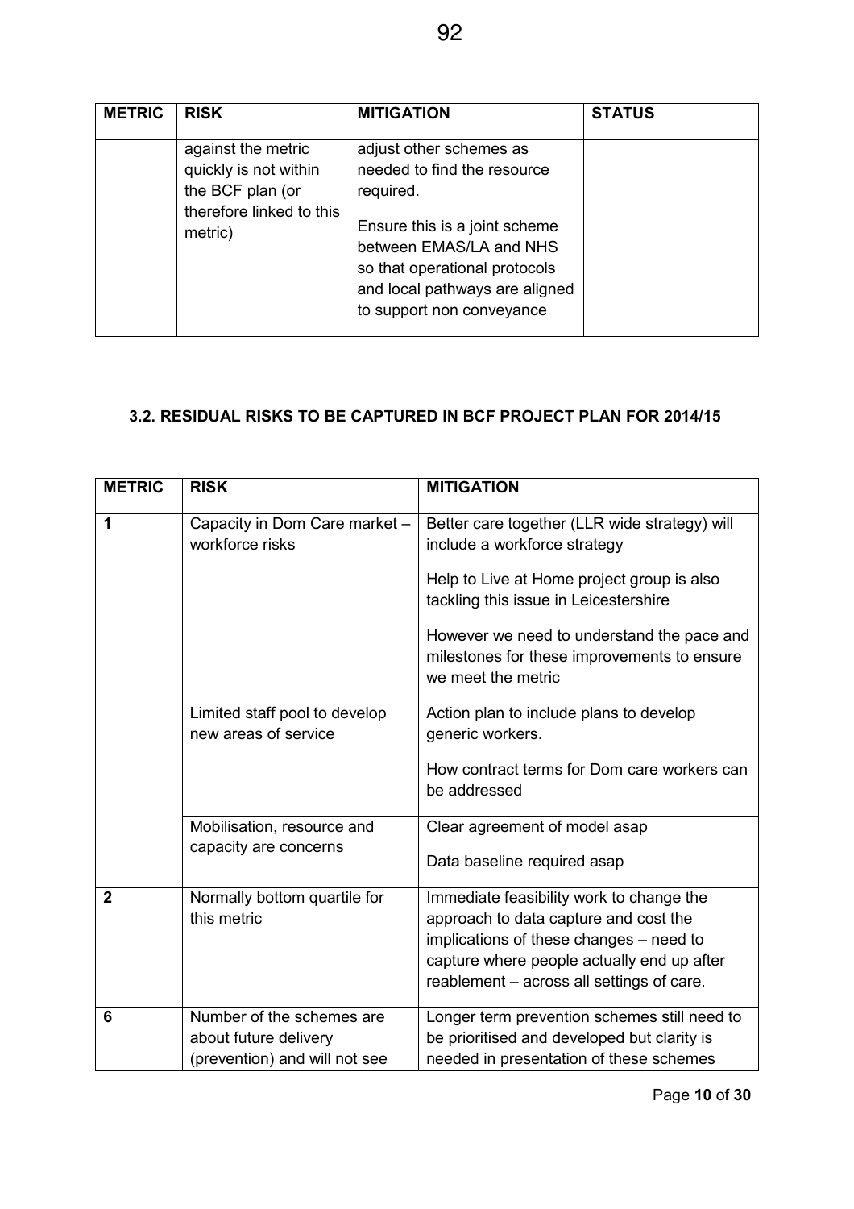| METRIC | RISK | MITIGATION | STATUS |
|---|---|---|---|
| | against the metric quickly is not within the BCF plan (or therefore linked to this metric) | adjust other schemes as needed to find the resource required.<br><br>Ensure this is a joint scheme between EMAS/LA and NHS so that operational protocols and local pathways are aligned to support non conveyance | |

### 3.2. RESIDUAL RISKS TO BE CAPTURED IN BCF PROJECT PLAN FOR 2014/15

| METRIC | RISK | MITIGATION |
|---|---|---|
| **1** | Capacity in Dom Care market – workforce risks | Better care together (LLR wide strategy) will include a workforce strategy<br><br>Help to Live at Home project group is also tackling this issue in Leicestershire<br><br>However we need to understand the pace and milestones for these improvements to ensure we meet the metric |
| | Limited staff pool to develop new areas of service | Action plan to include plans to develop generic workers.<br><br>How contract terms for Dom care workers can be addressed |
| | Mobilisation, resource and capacity are concerns | Clear agreement of model asap<br><br>Data baseline required asap |
| **2** | Normally bottom quartile for this metric | Immediate feasibility work to change the approach to data capture and cost the implications of these changes – need to capture where people actually end up after reablement – across all settings of care. |
| **6** | Number of the schemes are about future delivery (prevention) and will not see | Longer term prevention schemes still need to be prioritised and developed but clarity is needed in presentation of these schemes |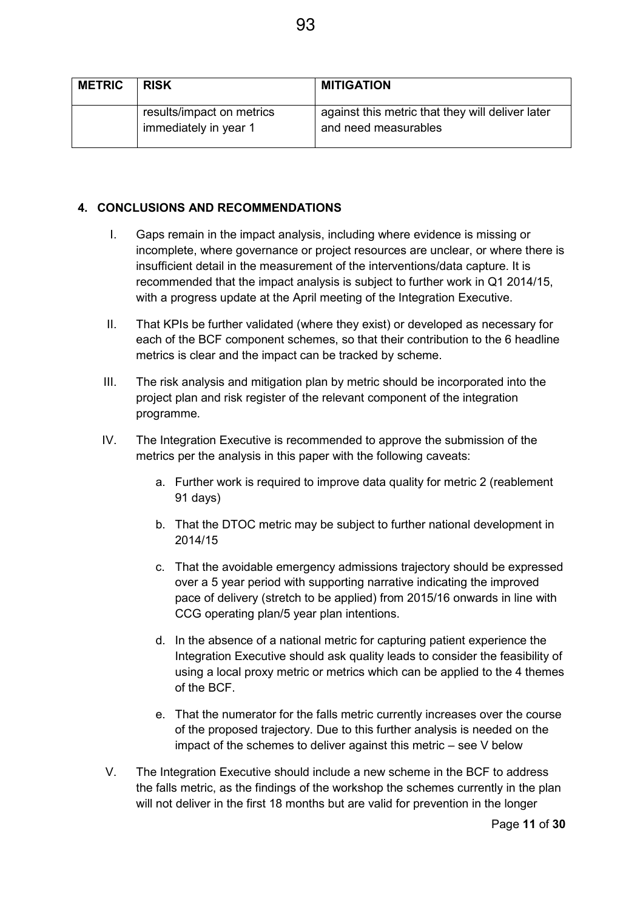| METRIC | RISK | MITIGATION |
|---|---|---|
| | results/impact on metrics immediately in year 1 | against this metric that they will deliver later and need measurables |

## 4. CONCLUSIONS AND RECOMMENDATIONS

I. Gaps remain in the impact analysis, including where evidence is missing or incomplete, where governance or project resources are unclear, or where there is insufficient detail in the measurement of the interventions/data capture. It is recommended that the impact analysis is subject to further work in Q1 2014/15, with a progress update at the April meeting of the Integration Executive.

II. That KPIs be further validated (where they exist) or developed as necessary for each of the BCF component schemes, so that their contribution to the 6 headline metrics is clear and the impact can be tracked by scheme.

III. The risk analysis and mitigation plan by metric should be incorporated into the project plan and risk register of the relevant component of the integration programme.

IV. The Integration Executive is recommended to approve the submission of the metrics per the analysis in this paper with the following caveats:

   a. Further work is required to improve data quality for metric 2 (reablement 91 days)

   b. That the DTOC metric may be subject to further national development in 2014/15

   c. That the avoidable emergency admissions trajectory should be expressed over a 5 year period with supporting narrative indicating the improved pace of delivery (stretch to be applied) from 2015/16 onwards in line with CCG operating plan/5 year plan intentions.

   d. In the absence of a national metric for capturing patient experience the Integration Executive should ask quality leads to consider the feasibility of using a local proxy metric or metrics which can be applied to the 4 themes of the BCF.

   e. That the numerator for the falls metric currently increases over the course of the proposed trajectory. Due to this further analysis is needed on the impact of the schemes to deliver against this metric – see V below

V. The Integration Executive should include a new scheme in the BCF to address the falls metric, as the findings of the workshop the schemes currently in the plan will not deliver in the first 18 months but are valid for prevention in the longer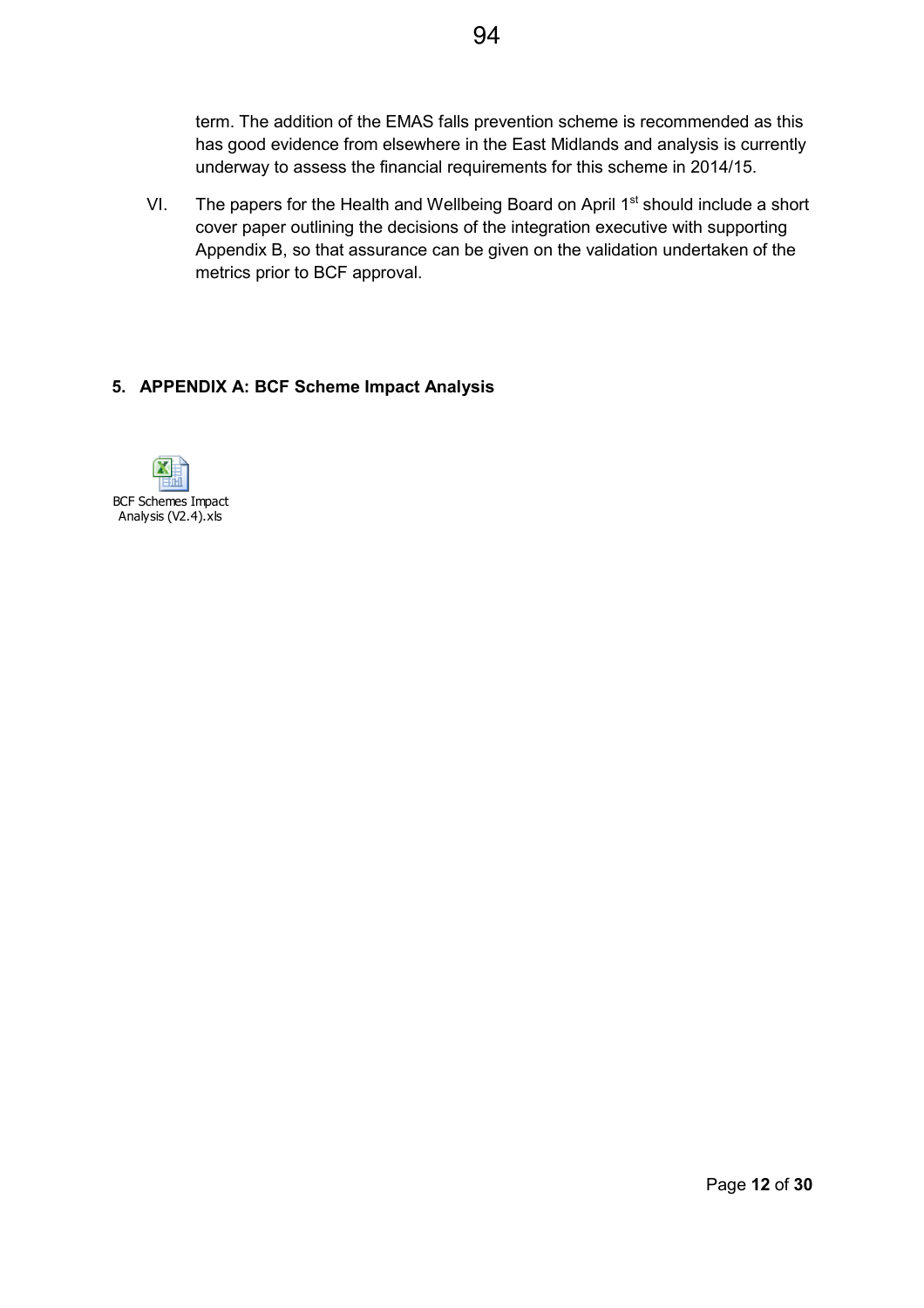term. The addition of the EMAS falls prevention scheme is recommended as this has good evidence from elsewhere in the East Midlands and analysis is currently underway to assess the financial requirements for this scheme in 2014/15.

VI. The papers for the Health and Wellbeing Board on April 1st should include a short cover paper outlining the decisions of the integration executive with supporting Appendix B, so that assurance can be given on the validation undertaken of the metrics prior to BCF approval.

## 5. APPENDIX A: BCF Scheme Impact Analysis

BCF Schemes Impact Analysis (V2.4).xls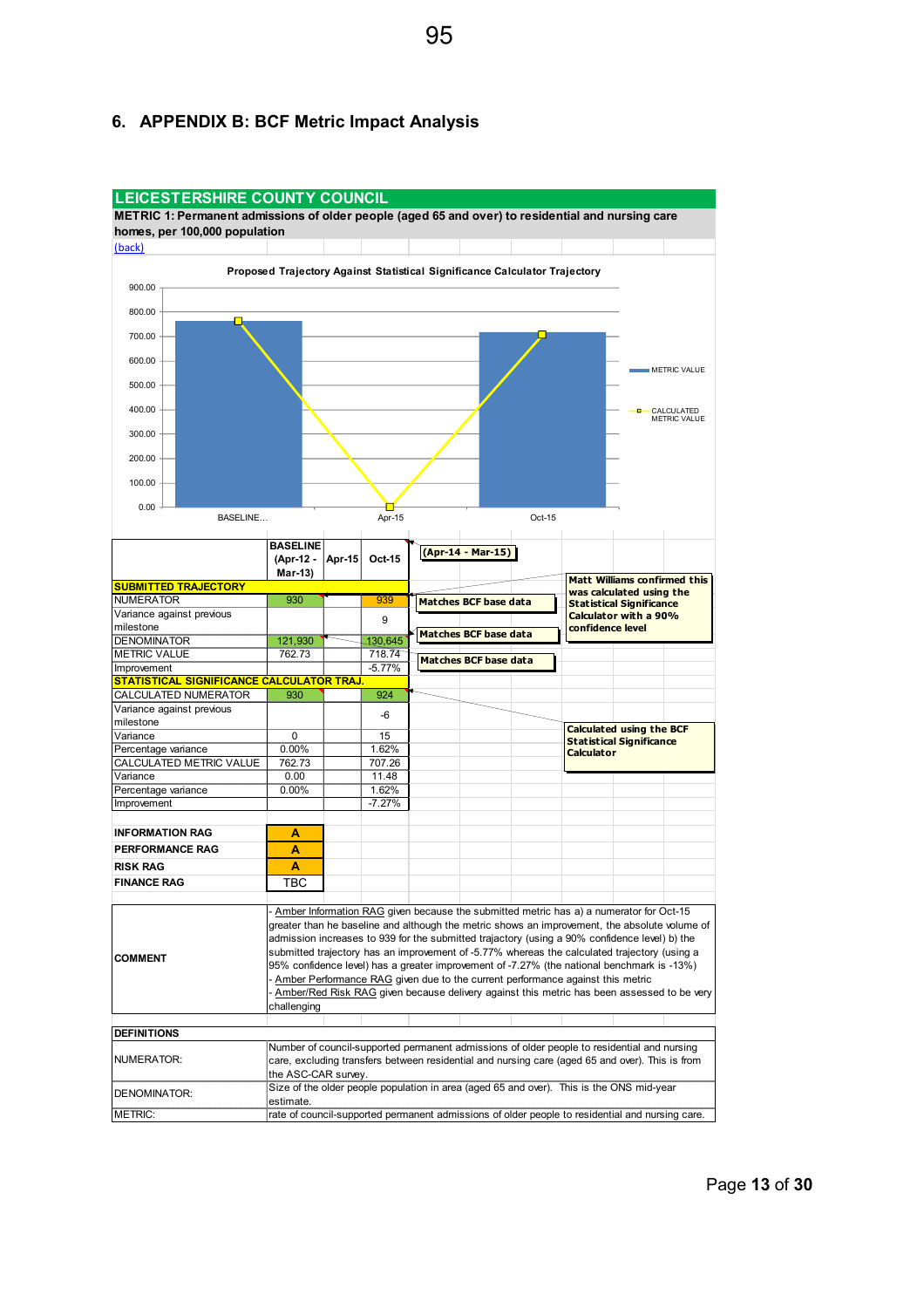## 6. APPENDIX B: BCF Metric Impact Analysis

**LEICESTERSHIRE COUNTY COUNCIL**

**METRIC 1: Permanent admissions of older people (aged 65 and over) to residential and nursing care homes, per 100,000 population**

(back)

**Proposed Trajectory Against Statistical Significance Calculator Trajectory**

| | BASELINE (Apr-12 - Mar-13) | Apr-15 | Oct-15 | (Apr-14 - Mar-15) |
|---|---|---|---|---|
| **SUBMITTED TRAJECTORY** | | | | |
| NUMERATOR | 930 | | 939 | Matches BCF base data |
| Variance against previous milestone | | | 9 | |
| DENOMINATOR | 121,930 | | 130,645 | Matches BCF base data |
| METRIC VALUE | 762.73 | | 718.74 | Matches BCF base data |
| Improvement | | | -5.77% | |
| **STATISTICAL SIGNIFICANCE CALCULATOR TRAJ.** | | | | |
| CALCULATED NUMERATOR | 930 | | 924 | |
| Variance against previous milestone | | | -6 | |
| Variance | 0 | | 15 | |
| Percentage variance | 0.00% | | 1.62% | |
| CALCULATED METRIC VALUE | 762.73 | | 707.26 | |
| Variance | 0.00 | | 11.48 | |
| Percentage variance | 0.00% | | 1.62% | |
| Improvement | | | -7.27% | |

**Matt Williams confirmed this was calculated using the Statistical Significance Calculator with a 90% confidence level**

**Calculated using the BCF Statistical Significance Calculator**

| | |
|---|---|
| **INFORMATION RAG** | A |
| **PERFORMANCE RAG** | A |
| **RISK RAG** | A |
| **FINANCE RAG** | TBC |

| | |
|---|---|
| **COMMENT** | - Amber Information RAG given because the submitted metric has a) a numerator for Oct-15 greater than he baseline and although the metric shows an improvement, the absolute volume of admission increases to 939 for the submitted trajectory (using a 90% confidence level) b) the submitted trajectory has an improvement of -5.77% whereas the calculated trajectory (using a 95% confidence level) has a greater improvement of -7.27% (the national benchmark is -13%)<br>- Amber Performance RAG given due to the current performance against this metric<br>- Amber/Red Risk RAG given because delivery against this metric has been assessed to be very challenging |

| **DEFINITIONS** | |
|---|---|
| NUMERATOR: | Number of council-supported permanent admissions of older people to residential and nursing care, excluding transfers between residential and nursing care (aged 65 and over). This is from the ASC-CAR survey. |
| DENOMINATOR: | Size of the older people population in area (aged 65 and over). This is the ONS mid-year estimate. |
| METRIC: | rate of council-supported permanent admissions of older people to residential and nursing care. |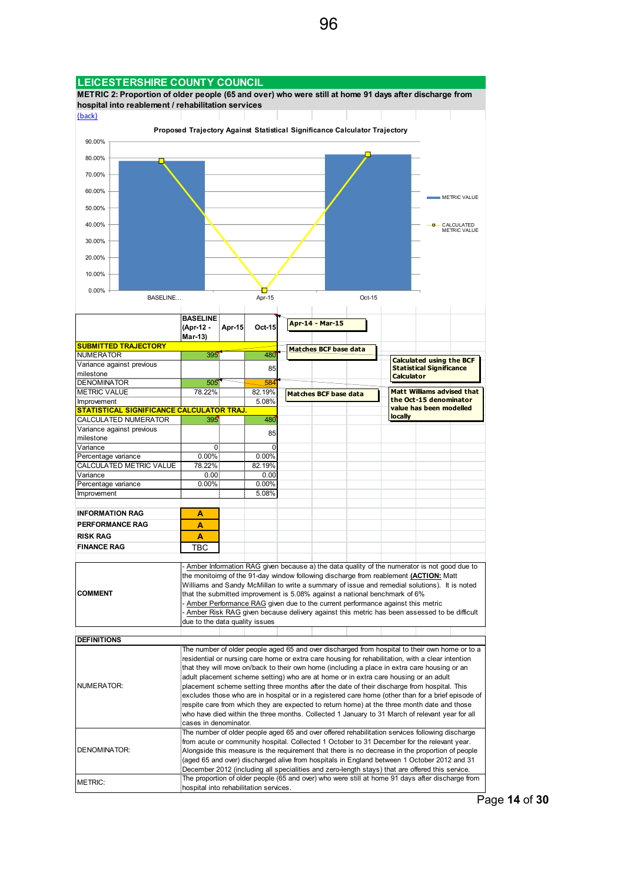# LEICESTERSHIRE COUNTY COUNCIL

**METRIC 2: Proportion of older people (65 and over) who were still at home 91 days after discharge from hospital into reablement / rehabilitation services**

(back)

**Proposed Trajectory Against Statistical Significance Calculator Trajectory**

| | BASELINE (Apr-12 - Mar-13) | Apr-15 | Oct-15 |
|---|---|---|---|
| **SUBMITTED TRAJECTORY** | | | |
| NUMERATOR | 395 | | 480 |
| Variance against previous milestone | | | 85 |
| DENOMINATOR | 505 | | 584 |
| METRIC VALUE | 78.22% | | 82.19% |
| Improvement | | | 5.08% |
| **STATISTICAL SIGNIFICANCE CALCULATOR TRAJ.** | | | |
| CALCULATED NUMERATOR | 395 | | 480 |
| Variance against previous milestone | | | 85 |
| Variance | 0 | | 0 |
| Percentage variance | 0.00% | | 0.00% |
| CALCULATED METRIC VALUE | 78.22% | | 82.19% |
| Variance | 0.00 | | 0.00 |
| Percentage variance | 0.00% | | 0.00% |
| Improvement | | | 5.08% |

Notes:
- Apr-14 - Mar-15
- Matches BCF base data
- Calculated using the BCF Statistical Significance Calculator
- Matches BCF base data
- Matt Williams advised that the Oct-15 denominator value has been modelled locally

| | |
|---|---|
| **INFORMATION RAG** | A |
| **PERFORMANCE RAG** | A |
| **RISK RAG** | A |
| **FINANCE RAG** | TBC |

| | |
|---|---|
| **COMMENT** | - Amber Information RAG given because a) the data quality of the numerator is not good due to the monitoimg of the 91-day window following discharge from reablement (**ACTION:** Matt Williams and Sandy McMillan to write a summary of issue and remedial solutions). It is noted that the submitted improvement is 5.08% against a national benchmark of 6%<br>- Amber Performance RAG given due to the current performance against this metric<br>- Amber Risk RAG given because delivery against this metric has been assessed to be difficult due to the data quality issues |

| **DEFINITIONS** | |
|---|---|
| NUMERATOR: | The number of older people aged 65 and over discharged from hospital to their own home or to a residential or nursing care home or extra care housing for rehabilitation, with a clear intention that they will move on/back to their own home (including a place in extra care housing or an adult placement scheme setting) who are at home or in extra care housing or an adult placement scheme setting three months after the date of their discharge from hospital. This excludes those who are in hospital or in a registered care home (other than for a brief episode of respite care from which they are expected to return home) at the three month date and those who have died within the three months. Collected 1 January to 31 March of relevant year for all cases in denominator. |
| DENOMINATOR: | The number of older people aged 65 and over offered rehabilitation services following discharge from acute or community hospital. Collected 1 October to 31 December for the relevant year. Alongside this measure is the requirement that there is no decrease in the proportion of people (aged 65 and over) discharged alive from hospitals in England between 1 October 2012 and 31 December 2012 (including all specialities and zero-length stays) that are offered this service. |
| METRIC: | The proportion of older people (65 and over) who were still at home 91 days after discharge from hospital into rehabilitation services. |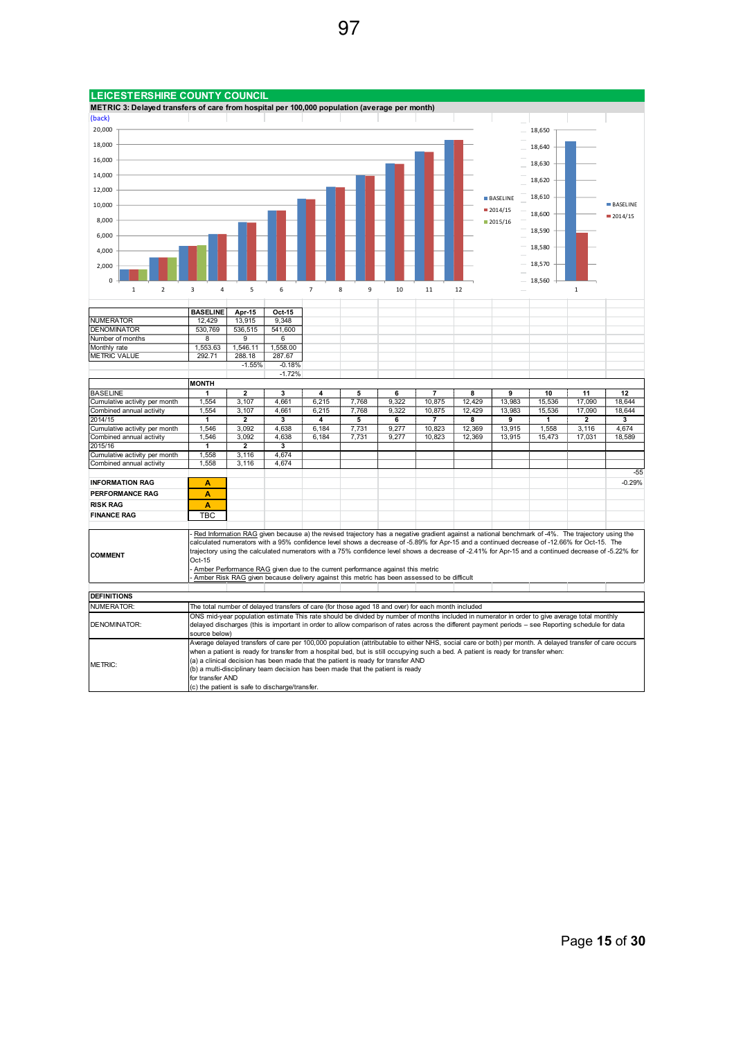## LEICESTERSHIRE COUNTY COUNCIL

**METRIC 3: Delayed transfers of care from hospital per 100,000 population (average per month)**

(back)

| | BASELINE | Apr-15 | Oct-15 |
|---|---|---|---|
| NUMERATOR | 12,429 | 13,915 | 9,348 |
| DENOMINATOR | 530,769 | 536,515 | 541,600 |
| Number of months | 8 | 9 | 6 |
| Monthly rate | 1,553.63 | 1,546.11 | 1,558.00 |
| METRIC VALUE | 292.71 | 288.18 | 287.67 |
| | | -1.55% | -0.18% |
| | | | -1.72% |

| | MONTH | | | | | | | | | | | |
|---|---|---|---|---|---|---|---|---|---|---|---|---|
| BASELINE | 1 | 2 | 3 | 4 | 5 | 6 | 7 | 8 | 9 | 10 | 11 | 12 |
| Cumulative activity per month | 1,554 | 3,107 | 4,661 | 6,215 | 7,768 | 9,322 | 10,875 | 12,429 | 13,983 | 15,536 | 17,090 | 18,644 |
| Combined annual activity | 1,554 | 3,107 | 4,661 | 6,215 | 7,768 | 9,322 | 10,875 | 12,429 | 13,983 | 15,536 | 17,090 | 18,644 |
| 2014/15 | 1 | 2 | 3 | 4 | 5 | 6 | 7 | 8 | 9 | 1 | 2 | 3 |
| Cumulative activity per month | 1,546 | 3,092 | 4,638 | 6,184 | 7,731 | 9,277 | 10,823 | 12,369 | 13,915 | 1,558 | 3,116 | 4,674 |
| Combined annual activity | 1,546 | 3,092 | 4,638 | 6,184 | 7,731 | 9,277 | 10,823 | 12,369 | 13,915 | 15,473 | 17,031 | 18,589 |
| 2015/16 | 1 | 2 | 3 | | | | | | | | | |
| Cumulative activity per month | 1,558 | 3,116 | 4,674 | | | | | | | | | |
| Combined annual activity | 1,558 | 3,116 | 4,674 | | | | | | | | | |
| | | | | | | | | | | | | -55 |
| | | | | | | | | | | | | -0.29% |

| | |
|---|---|
| **INFORMATION RAG** | A |
| **PERFORMANCE RAG** | A |
| **RISK RAG** | A |
| **FINANCE RAG** | TBC |

**COMMENT**

- Red Information RAG given because a) the revised trajectory has a negative gradient against a national benchmark of -4%. The trajectory using the calculated numerators with a 95% confidence level shows a decrease of -5.89% for Apr-15 and a continued decrease of -12.66% for Oct-15. The trajectory using the calculated numerators with a 75% confidence level shows a decrease of -2.41% for Apr-15 and a continued decrease of -5.22% for Oct-15
- Amber Performance RAG given due to the current performance against this metric
- Amber Risk RAG given because delivery against this metric has been assessed to be difficult

**DEFINITIONS**

| | |
|---|---|
| NUMERATOR: | The total number of delayed transfers of care (for those aged 18 and over) for each month included |
| DENOMINATOR: | ONS mid-year population estimate This rate should be divided by number of months included in numerator in order to give average total monthly delayed discharges (this is important in order to allow comparison of rates across the different payment periods – see Reporting schedule for data source below) |
| METRIC: | Average delayed transfers of care per 100,000 population (attributable to either NHS, social care or both) per month. A delayed transfer of care occurs when a patient is ready for transfer from a hospital bed, but is still occupying such a bed. A patient is ready for transfer when: (a) a clinical decision has been made that the patient is ready for transfer AND (b) a multi-disciplinary team decision has been made that the patient is ready for transfer AND (c) the patient is safe to discharge/transfer. |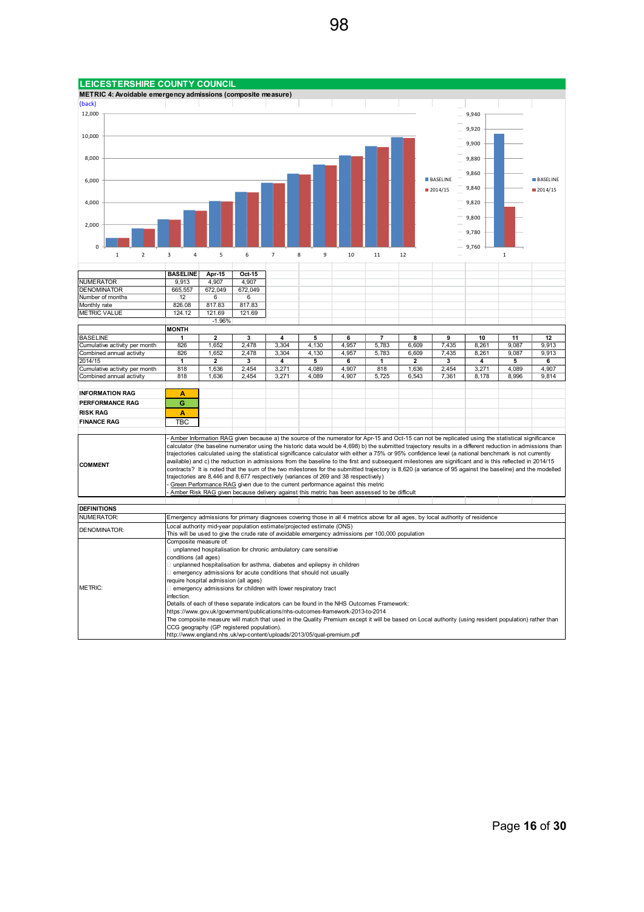## LEICESTERSHIRE COUNTY COUNCIL

**METRIC 4: Avoidable emergency admissions (composite measure)**

(back)

| | BASELINE | Apr-15 | Oct-15 |
|---|---|---|---|
| NUMERATOR | 9,913 | 4,907 | 4,907 |
| DENOMINATOR | 665,557 | 672,049 | 672,049 |
| Number of months | 12 | 6 | 6 |
| Monthly rate | 826.08 | 817.83 | 817.83 |
| METRIC VALUE | 124.12 | 121.69 | 121.69 |
| | | -1.96% | |

| | MONTH | | | | | | | | | | | |
|---|---|---|---|---|---|---|---|---|---|---|---|---|
| BASELINE | 1 | 2 | 3 | 4 | 5 | 6 | 7 | 8 | 9 | 10 | 11 | 12 |
| Cumulative activity per month | 826 | 1,652 | 2,478 | 3,304 | 4,130 | 4,957 | 5,783 | 6,609 | 7,435 | 8,261 | 9,087 | 9,913 |
| Combined annual activity | 826 | 1,652 | 2,478 | 3,304 | 4,130 | 4,957 | 5,783 | 6,609 | 7,435 | 8,261 | 9,087 | 9,913 |
| 2014/15 | 1 | 2 | 3 | 4 | 5 | 6 | 1 | 2 | 3 | 4 | 5 | 6 |
| Cumulative activity per month | 818 | 1,636 | 2,454 | 3,271 | 4,089 | 4,907 | 818 | 1,636 | 2,454 | 3,271 | 4,089 | 4,907 |
| Combined annual activity | 818 | 1,636 | 2,454 | 3,271 | 4,089 | 4,907 | 5,725 | 6,543 | 7,361 | 8,178 | 8,996 | 9,814 |

| | |
|---|---|
| INFORMATION RAG | A |
| PERFORMANCE RAG | G |
| RISK RAG | A |
| FINANCE RAG | TBC |

**COMMENT**

- Amber Information RAG given because a) the source of the numerator for Apr-15 and Oct-15 can not be replicated using the statistical significance calculator (the baseline numerator using the historic data would be 4,698) b) the submitted trajectory results in a different reduction in admissions than trajectories calculated using the statistical significance calculator with either a 75% or 95% confidence level (a national benchmark is not currently available) and c) the reduction in admissions from the baseline to the first and subsequent milestones are significant and is this reflected in 2014/15 contracts? It is noted that the sum of the two milestones for the submitted trajectory is 8,620 (a variance of 95 against the baseline) and the modelled trajectories are 8,446 and 8,677 respectively (variances of 269 and 38 respectively)
- Green Performance RAG given due to the current performance against this metric
- Amber Risk RAG given because delivery against this metric has been assessed to be difficult

**DEFINITIONS**

| | |
|---|---|
| NUMERATOR: | Emergency admissions for primary diagnoses covering those in all 4 metrics above for all ages, by local authority of residence |
| DENOMINATOR: | Local authority mid-year population estimate/projected estimate (ONS)<br>This will be used to give the crude rate of avoidable emergency admissions per 100,000 population |
| METRIC: | Composite measure of:<br>- unplanned hospitalisation for chronic ambulatory care sensitive conditions (all ages)<br>- unplanned hospitalisation for asthma, diabetes and epilepsy in children<br>- emergency admissions for acute conditions that should not usually require hospital admission (all ages)<br>- emergency admissions for children with lower respiratory tract infection.<br>Details of each of these separate indicators can be found in the NHS Outcomes Framework:<br>https://www.gov.uk/government/publications/nhs-outcomes-framework-2013-to-2014<br>The composite measure will match that used in the Quality Premium except it will be based on Local authority (using resident population) rather than CCG geography (GP registered population).<br>http://www.england.nhs.uk/wp-content/uploads/2013/05/qual-premium.pdf |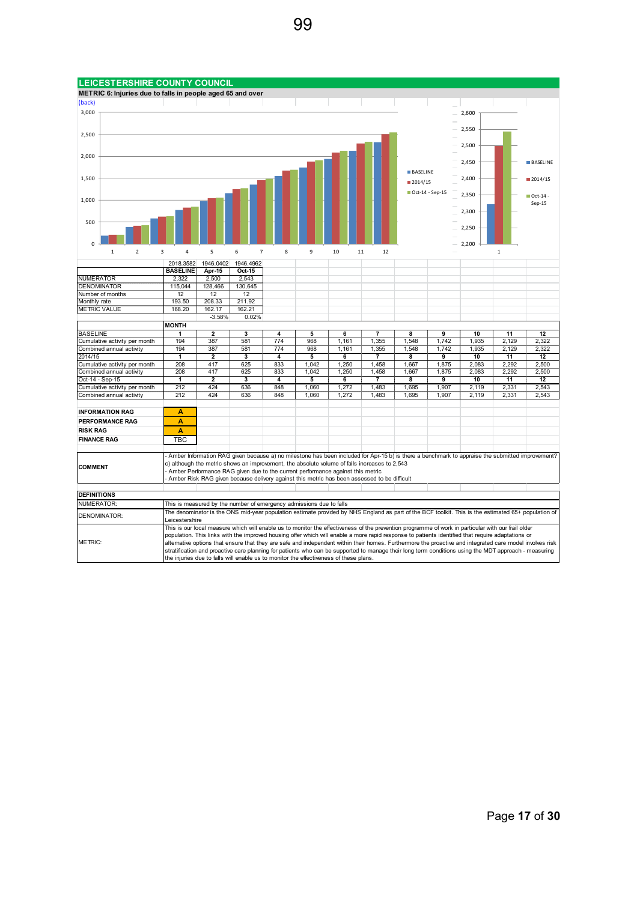## LEICESTERSHIRE COUNTY COUNCIL

**METRIC 6: Injuries due to falls in people aged 65 and over**

(back)

| | BASELINE | Apr-15 | Oct-15 |
|---|---|---|---|
| | 2018.3582 | 1946.0402 | 1946.4962 |
| NUMERATOR | 2,322 | 2,500 | 2,543 |
| DENOMINATOR | 115,044 | 128,466 | 130,645 |
| Number of months | 12 | 12 | 12 |
| Monthly rate | 193.50 | 208.33 | 211.92 |
| METRIC VALUE | 168.20 | 162.17 | 162.21 |
| | | -3.58% | 0.02% |

| | MONTH | | | | | | | | | | | |
|---|---|---|---|---|---|---|---|---|---|---|---|---|
| BASELINE | 1 | 2 | 3 | 4 | 5 | 6 | 7 | 8 | 9 | 10 | 11 | 12 |
| Cumulative activity per month | 194 | 387 | 581 | 774 | 968 | 1,161 | 1,355 | 1,548 | 1,742 | 1,935 | 2,129 | 2,322 |
| Combined annual activity | 194 | 387 | 581 | 774 | 968 | 1,161 | 1,355 | 1,548 | 1,742 | 1,935 | 2,129 | 2,322 |
| 2014/15 | 1 | 2 | 3 | 4 | 5 | 6 | 7 | 8 | 9 | 10 | 11 | 12 |
| Cumulative activity per month | 208 | 417 | 625 | 833 | 1,042 | 1,250 | 1,458 | 1,667 | 1,875 | 2,083 | 2,292 | 2,500 |
| Combined annual activity | 208 | 417 | 625 | 833 | 1,042 | 1,250 | 1,458 | 1,667 | 1,875 | 2,083 | 2,292 | 2,500 |
| Oct-14 - Sep-15 | 1 | 2 | 3 | 4 | 5 | 6 | 7 | 8 | 9 | 10 | 11 | 12 |
| Cumulative activity per month | 212 | 424 | 636 | 848 | 1,060 | 1,272 | 1,483 | 1,695 | 1,907 | 2,119 | 2,331 | 2,543 |
| Combined annual activity | 212 | 424 | 636 | 848 | 1,060 | 1,272 | 1,483 | 1,695 | 1,907 | 2,119 | 2,331 | 2,543 |

| | |
|---|---|
| **INFORMATION RAG** | A |
| **PERFORMANCE RAG** | A |
| **RISK RAG** | A |
| **FINANCE RAG** | TBC |

| | |
|---|---|
| **COMMENT** | - Amber Information RAG given because a) no milestone has been included for Apr-15 b) is there a benchmark to appraise the submitted improvement? c) although the metric shows an improvement, the absolute volume of falls increases to 2,543<br>- Amber Performance RAG given due to the current performance against this metric<br>- Amber Risk RAG given because delivery against this metric has been assessed to be difficult |

| **DEFINITIONS** | |
|---|---|
| NUMERATOR: | This is measured by the number of emergency admissions due to falls |
| DENOMINATOR: | The denominator is the ONS mid-year population estimate provided by NHS England as part of the BCF toolkit. This is the estimated 65+ population of Leicestershire |
| METRIC: | This is our local measure which will enable us to monitor the effectiveness of the prevention programme of work in particular with our frail older population. This links with the improved housing offer which will enable a more rapid response to patients identified that require adaptations or alternative options that ensure that they are safe and independent within their homes. Furthermore the proactive and integrated care model involves risk stratification and proactive care planning for patients who can be supported to manage their long term conditions using the MDT approach - measuring the injuries due to falls will enable us to monitor the effectiveness of these plans. |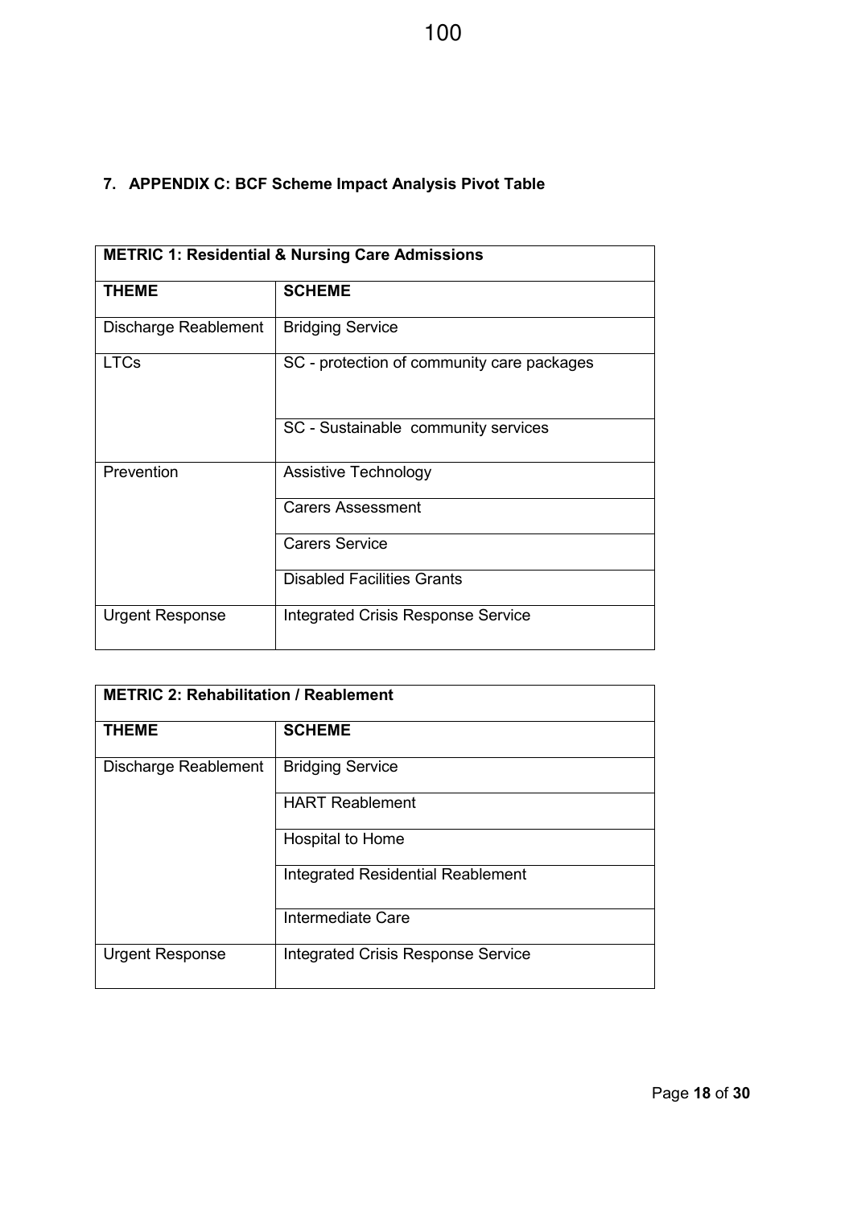## 7. APPENDIX C: BCF Scheme Impact Analysis Pivot Table

| METRIC 1: Residential & Nursing Care Admissions | |
|---|---|
| **THEME** | **SCHEME** |
| Discharge Reablement | Bridging Service |
| LTCs | SC - protection of community care packages |
| | SC - Sustainable community services |
| Prevention | Assistive Technology |
| | Carers Assessment |
| | Carers Service |
| | Disabled Facilities Grants |
| Urgent Response | Integrated Crisis Response Service |

| METRIC 2: Rehabilitation / Reablement | |
|---|---|
| **THEME** | **SCHEME** |
| Discharge Reablement | Bridging Service |
| | HART Reablement |
| | Hospital to Home |
| | Integrated Residential Reablement |
| | Intermediate Care |
| Urgent Response | Integrated Crisis Response Service |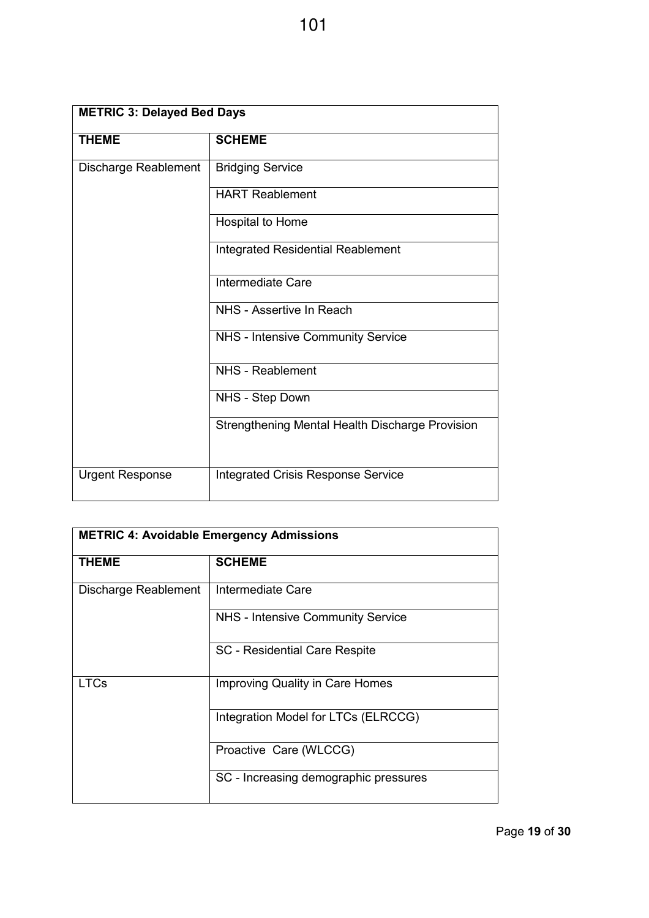| METRIC 3: Delayed Bed Days | |
|---|---|
| **THEME** | **SCHEME** |
| Discharge Reablement | Bridging Service |
| | HART Reablement |
| | Hospital to Home |
| | Integrated Residential Reablement |
| | Intermediate Care |
| | NHS - Assertive In Reach |
| | NHS - Intensive Community Service |
| | NHS - Reablement |
| | NHS - Step Down |
| | Strengthening Mental Health Discharge Provision |
| Urgent Response | Integrated Crisis Response Service |

| METRIC 4: Avoidable Emergency Admissions | |
|---|---|
| **THEME** | **SCHEME** |
| Discharge Reablement | Intermediate Care |
| | NHS - Intensive Community Service |
| | SC - Residential Care Respite |
| LTCs | Improving Quality in Care Homes |
| | Integration Model for LTCs (ELRCCG) |
| | Proactive Care (WLCCG) |
| | SC - Increasing demographic pressures |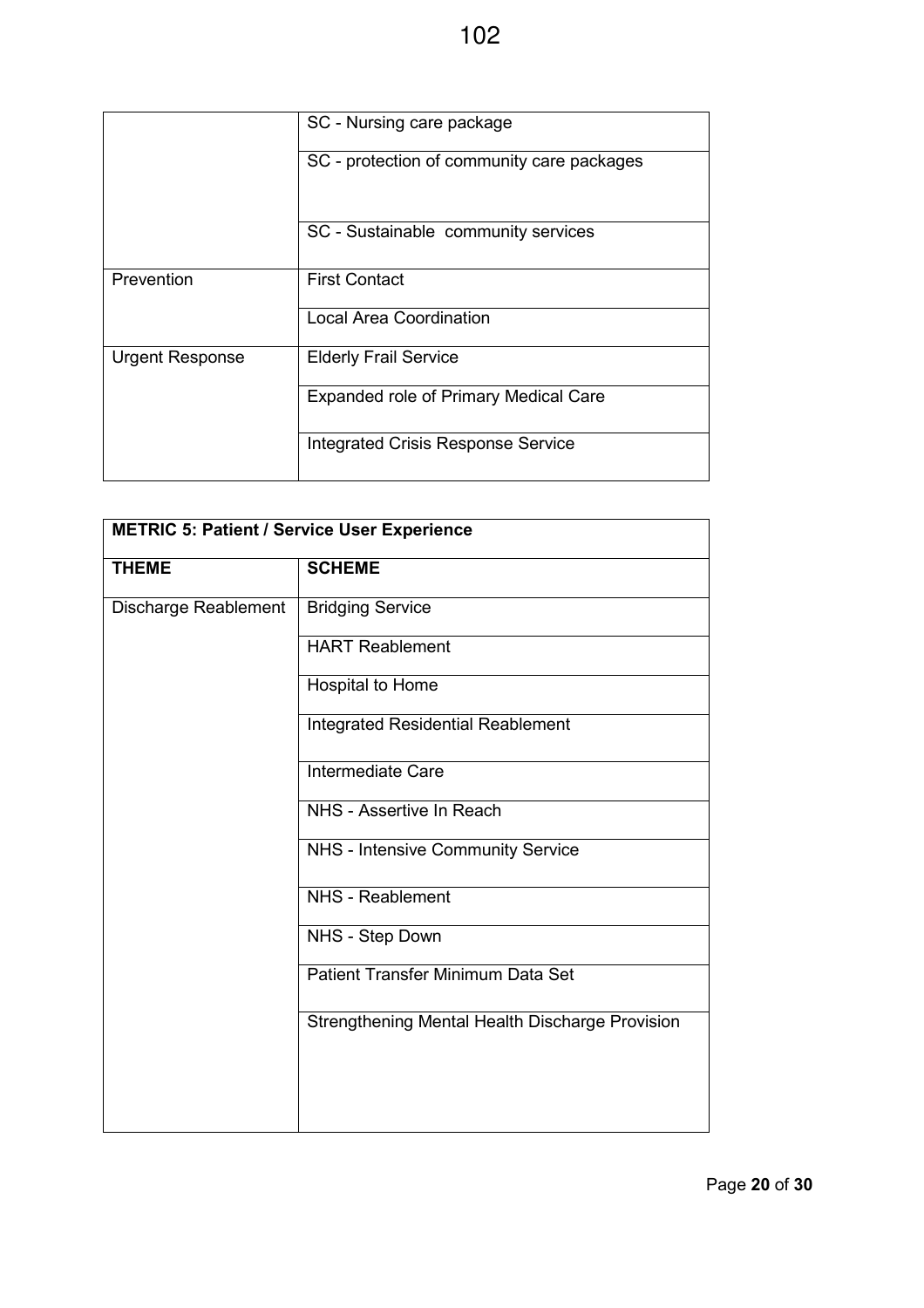| | |
|---|---|
| | SC - Nursing care package |
| | SC - protection of community care packages |
| | SC - Sustainable community services |
| Prevention | First Contact |
| | Local Area Coordination |
| Urgent Response | Elderly Frail Service |
| | Expanded role of Primary Medical Care |
| | Integrated Crisis Response Service |

| **METRIC 5: Patient / Service User Experience** | |
|---|---|
| **THEME** | **SCHEME** |
| Discharge Reablement | Bridging Service |
| | HART Reablement |
| | Hospital to Home |
| | Integrated Residential Reablement |
| | Intermediate Care |
| | NHS - Assertive In Reach |
| | NHS - Intensive Community Service |
| | NHS - Reablement |
| | NHS - Step Down |
| | Patient Transfer Minimum Data Set |
| | Strengthening Mental Health Discharge Provision |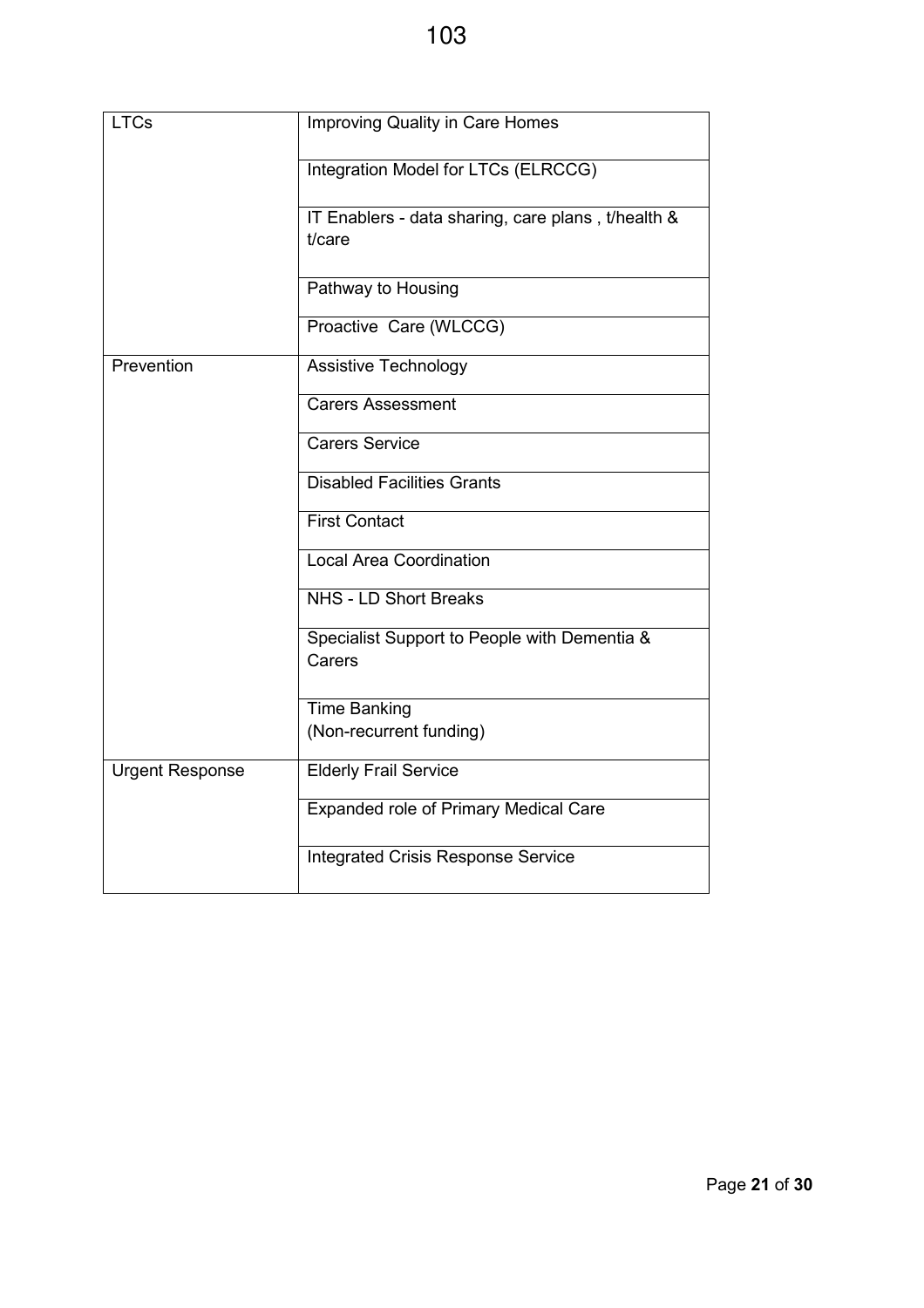| | |
|---|---|
| LTCs | Improving Quality in Care Homes |
| | Integration Model for LTCs (ELRCCG) |
| | IT Enablers - data sharing, care plans , t/health & t/care |
| | Pathway to Housing |
| | Proactive Care (WLCCG) |
| Prevention | Assistive Technology |
| | Carers Assessment |
| | Carers Service |
| | Disabled Facilities Grants |
| | First Contact |
| | Local Area Coordination |
| | NHS - LD Short Breaks |
| | Specialist Support to People with Dementia & Carers |
| | Time Banking<br>(Non-recurrent funding) |
| Urgent Response | Elderly Frail Service |
| | Expanded role of Primary Medical Care |
| | Integrated Crisis Response Service |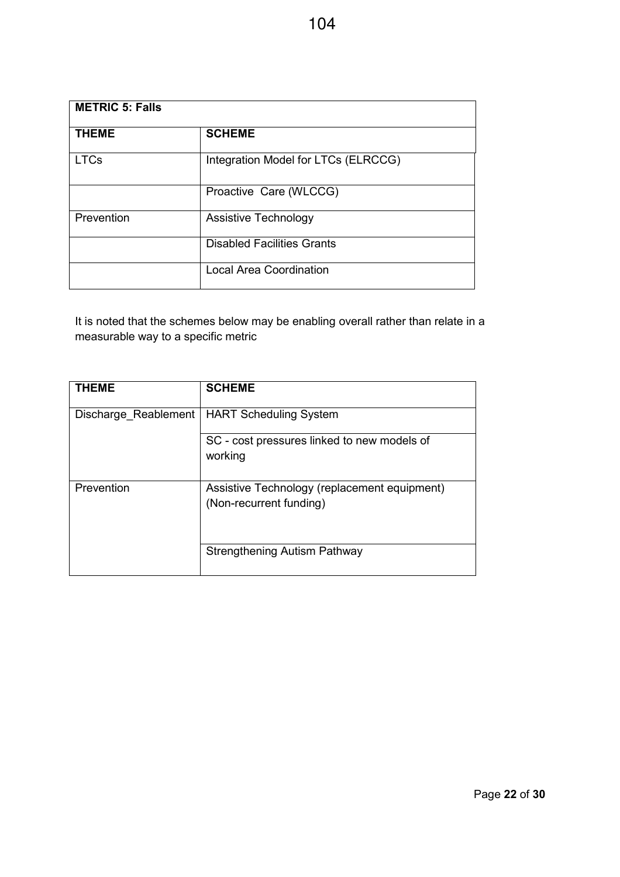| METRIC 5: Falls | |
|---|---|
| **THEME** | **SCHEME** |
| LTCs | Integration Model for LTCs (ELRCCG) |
| | Proactive Care (WLCCG) |
| Prevention | Assistive Technology |
| | Disabled Facilities Grants |
| | Local Area Coordination |

It is noted that the schemes below may be enabling overall rather than relate in a measurable way to a specific metric

| THEME | SCHEME |
|---|---|
| Discharge_Reablement | HART Scheduling System |
| | SC - cost pressures linked to new models of working |
| Prevention | Assistive Technology (replacement equipment) (Non-recurrent funding) |
| | Strengthening Autism Pathway |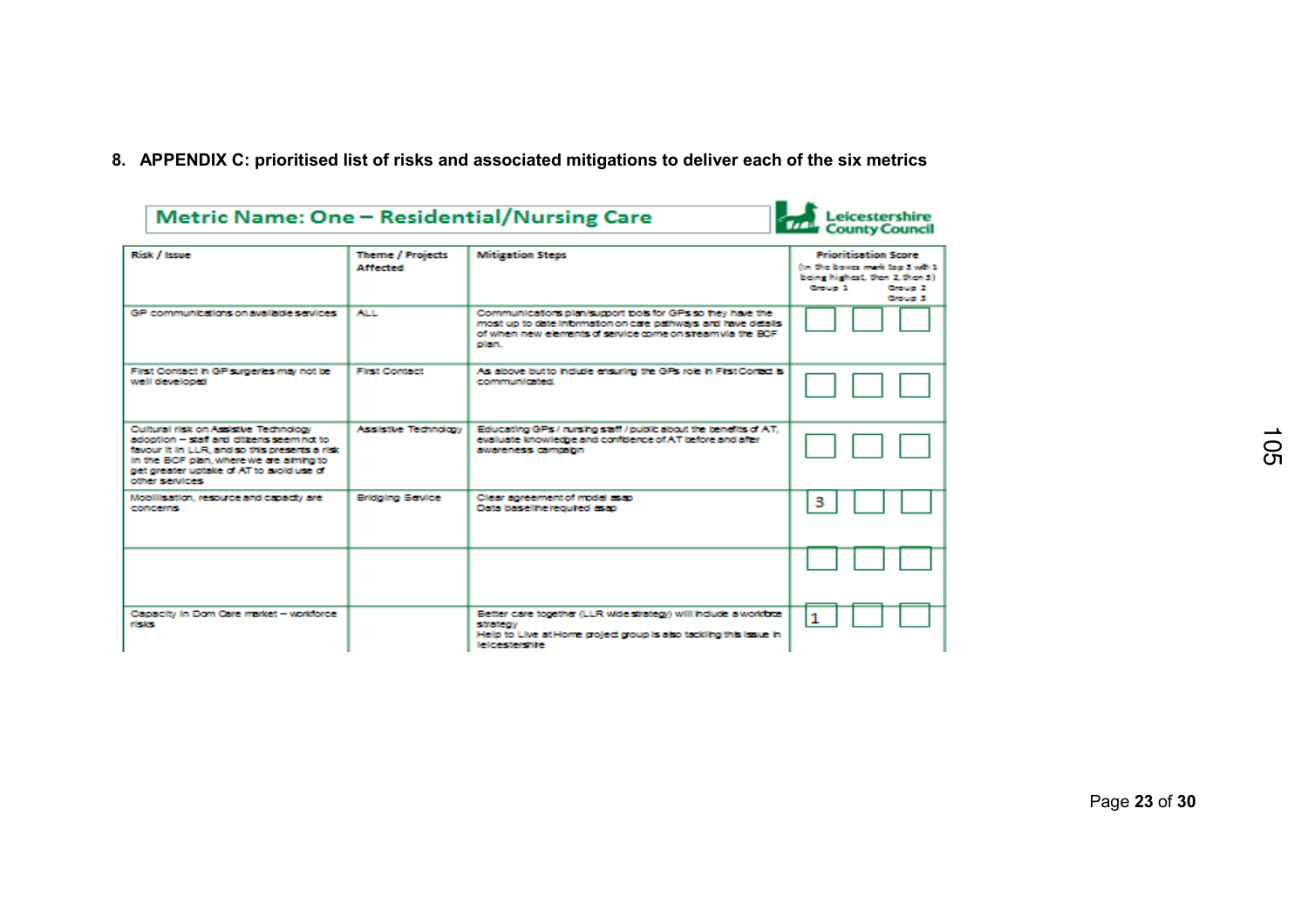## 8. APPENDIX C: prioritised list of risks and associated mitigations to deliver each of the six metrics

### Metric Name: One – Residential/Nursing Care

Leicestershire County Council

| Risk / Issue | Theme / Projects Affected | Mitigation Steps | Prioritisation Score (In the boxes mark top 3 with 1 being highest, then 2, then 3) Group 1 | Group 2 | Group 3 |
|---|---|---|---|---|---|
| GP communications on available services | ALL | Communications plan/support tools for GPs so they have the most up to date information on care pathways and have details of when new elements of service come on stream via the BCF plan. | | | |
| First Contact in GP surgeries may not be well developed | First Contact | As above but to include ensuring the GPs role in First Contact is communicated. | | | |
| Cultural risk on Assistive Technology adoption – staff and citizens seem not to favour it in LLR, and so this presents a risk in the BCF plan, where we are aiming to get greater uptake of AT to avoid use of other services | Assistive Technology | Educating GPs / nursing staff / public about the benefits of AT, evaluate knowledge and confidence of AT before and after awareness campaign | | | |
| Mobilisation, resource and capacity are concerns | Bridging Service | Clear agreement of model asap<br>Data baseline required asap | 3 | | |
| | | | | | |
| Capacity in Dom Care market – workforce risks | | Better care together (LLR wide strategy) will include a workforce strategy<br>Help to Live at Home project group is also tackling this issue in leicestershire | 1 | | |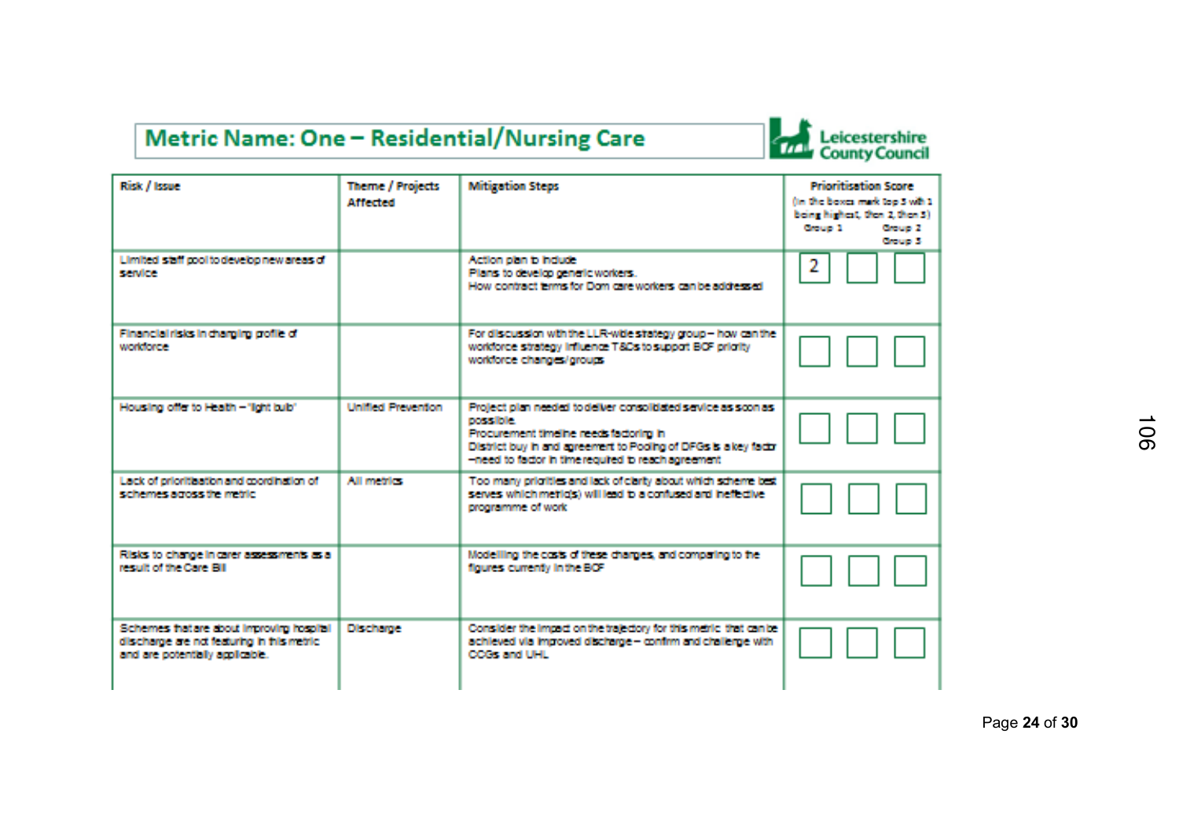# Metric Name: One – Residential/Nursing Care

Leicestershire County Council

| Risk / Issue | Theme / Projects Affected | Mitigation Steps | Prioritisation Score (in the boxes mark top 3 with 1 being highest, then 2, then 3) Group 1 | Group 2 | Group 3 |
|---|---|---|---|---|---|
| Limited staff pool to develop new areas of service | | Action plan to include<br>Plans to develop generic workers.<br>How contract terms for Dom care workers can be addressed | 2 | | |
| Financial risks in changing profile of workforce | | For discussion with the LLR-wide strategy group – how can the workforce strategy influence T&Cs to support BCF priority workforce changes/groups | | | |
| Housing offer to Health – 'light bulb' | Unified Prevention | Project plan needed to deliver consolidated service as soon as possible.<br>Procurement timeline needs factoring in<br>District buy in and agreement to Pooling of DFGs is a key factor –need to factor in time required to reach agreement | | | |
| Lack of prioritisation and coordination of schemes across the metric | All metrics | Too many priorities and lack of clarity about which scheme best serves which metric(s) will lead to a confused and ineffective programme of work | | | |
| Risks to change in carer assessments as a result of the Care Bill | | Modelling the costs of these changes, and comparing to the figures currently in the BCF | | | |
| Schemes that are about improving hospital discharge are not featuring in this metric and are potentially applicable. | Discharge | Consider the impact on the trajectory for this metric that can be achieved via improved discharge – confirm and challenge with CCGs and UHL | | | |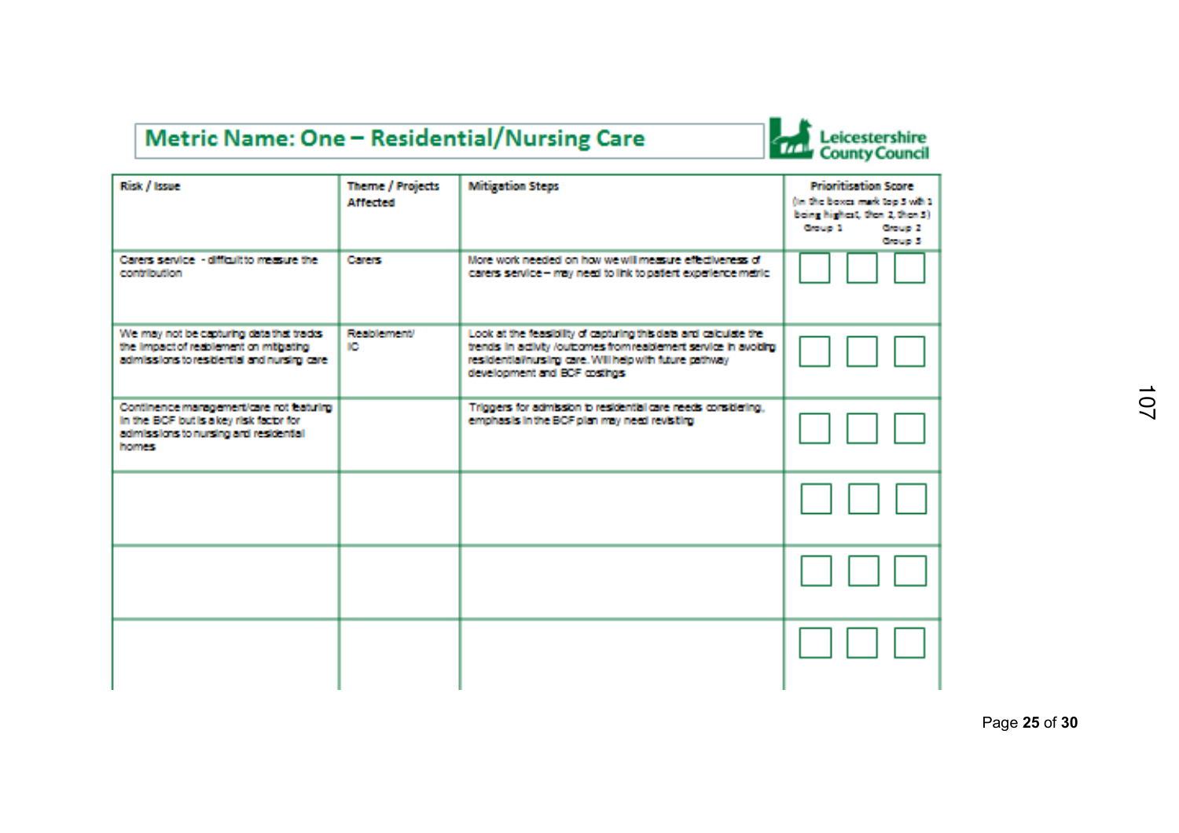# Metric Name: One – Residential/Nursing Care

Leicestershire County Council

| Risk / Issue | Theme / Projects Affected | Mitigation Steps | Prioritisation Score (in the boxes mark top 3 with 1 being highest, then 2, then 3) Group 1 | Group 2 | Group 3 |
|---|---|---|---|---|---|
| Carers service - difficult to measure the contribution | Carers | More work needed on how we will measure effectiveness of carers service – may need to link to patient experience metric | | | |
| We may not be capturing data that tracks the impact of reablement on mitigating admissions to residential and nursing care | Reablement/ IC | Look at the feasibility of capturing this data and calculate the trends in activity /outcomes from reablement service in avoiding residential/nursing care. Will help with future pathway development and BCF costings | | | |
| Continence management/care not featuring in the BCF but is a key risk factor for admissions to nursing and residential homes | | Triggers for admission to residential care needs considering, emphasis in the BCF plan may need revisiting | | | |
| | | | | | |
| | | | | | |
| | | | | | |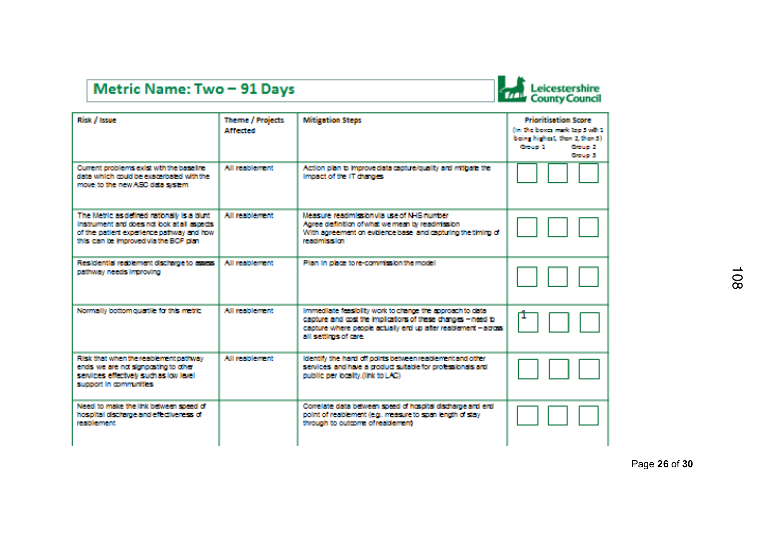# Metric Name: Two – 91 Days

Leicestershire County Council

| Risk / Issue | Theme / Projects Affected | Mitigation Steps | Prioritisation Score (In the boxes mark top 3 with 1 being highest, then 2, then 3) Group 1 | Group 2 | Group 3 |
|---|---|---|---|---|---|
| Current problems exist with the baseline data which could be exacerbated with the move to the new ASC data system | All reablement | Action plan to improve data capture/quality and mitigate the impact of the IT changes | | | |
| The Metric as defined nationally is a blunt instrument and does not look at all aspects of the patient experience pathway and how this can be improved via the BCF plan | All reablement | Measure readmission via use of NHS number<br>Agree definition of what we mean by readmission<br>With agreement on evidence base and capturing the timing of readmission | | | |
| Residential reablement discharge to assess pathway needs improving | All reablement | Plan in place to re-commission the model | | | |
| Normally bottom quartile for this metric | All reablement | Immediate feasibility work to change the approach to data capture and cost the implications of these changes – need to capture where people actually end up after reablement – across all settings of care. | 1 | | |
| Risk that when the reablement pathway ends we are not signposting to other services effectively such as low level support in communities | All reablement | Identify the hand off points between reablement and other services and have a product suitable for professionals and public per locality (link to LAC) | | | |
| Need to make the link between speed of hospital discharge and effectiveness of reablement | | Correlate data between speed of hospital discharge and end point of reablement (e.g. measure to span length of stay through to outcome of reablement) | | | |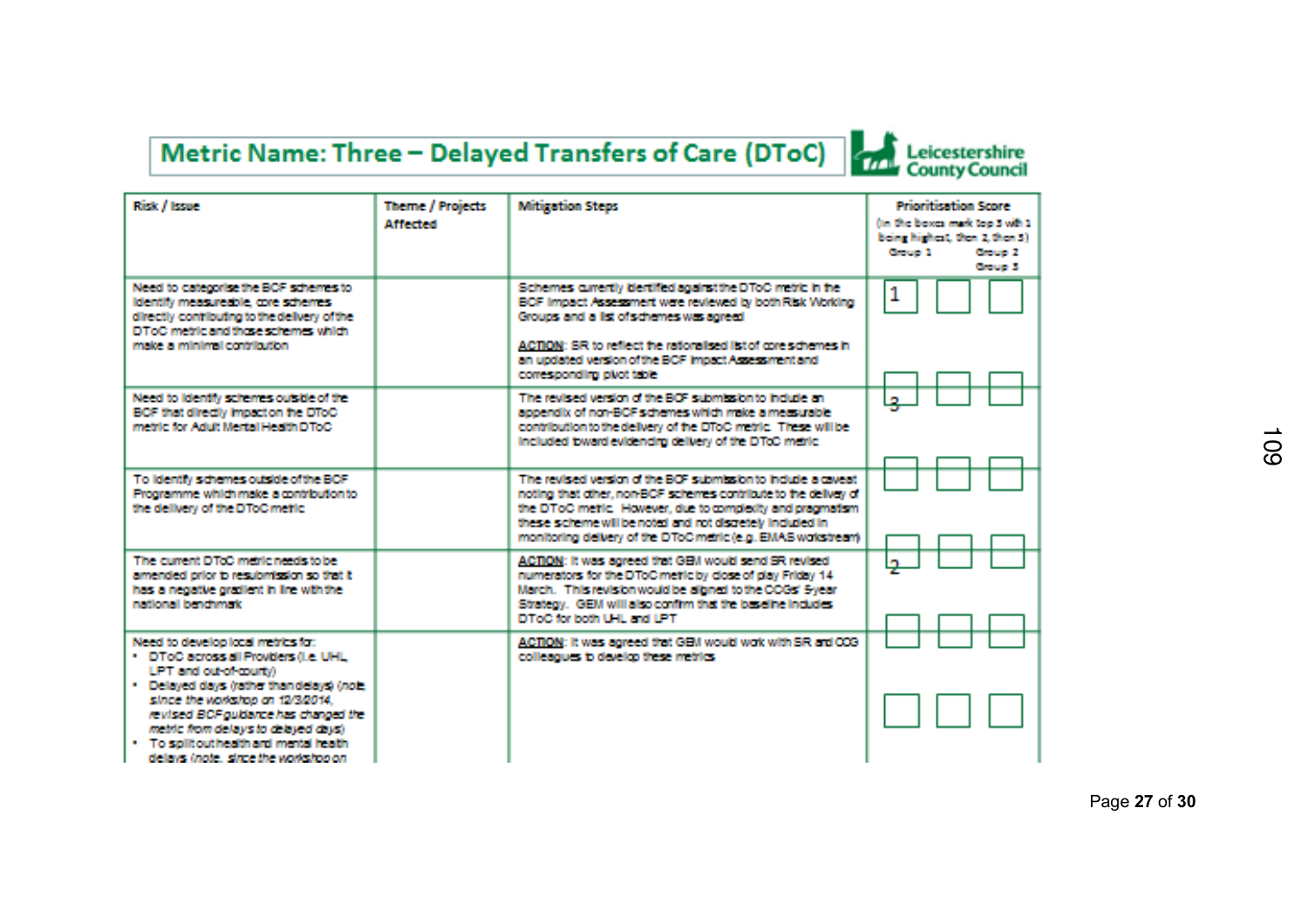# Metric Name: Three – Delayed Transfers of Care (DToC)

Leicestershire County Council

| Risk / Issue | Theme / Projects Affected | Mitigation Steps | Prioritisation Score (in the boxes mark top 3 with 1 being highest, then 2, then 3) Group 1 | Group 2 | Group 3 |
|---|---|---|---|---|---|
| Need to categorise the BCF schemes to identify measureable, core schemes directly contributing to the delivery of the DToC metric and those schemes which make a minimal contribution | | Schemes currently identified against the DToC metric in the BCF Impact Assessment were reviewed by both Risk Working Groups and a list of schemes was agreed<br><br>ACTION: SR to reflect the rationalised list of core schemes in an updated version of the BCF Impact Assessment and corresponding pivot table | 1 | | |
| Need to identify schemes outside of the BCF that directly impact on the DToC metric for Adult Mental Health DToC | | The revised version of the BCF submission to include an appendix of non-BCF schemes which make a measurable contribution to the delivery of the DToC metric. These will be included toward evidencing delivery of the DToC metric | 3 | | |
| To identify schemes outside of the BCF Programme which make a contribution to the delivery of the DToC metric | | The revised version of the BCF submission to include a caveat noting that other, non-BCF schemes contribute to the delivery of the DToC metric. However, due to complexity and pragmatism these scheme will be noted and not discretely included in monitoring delivery of the DToC metric (e.g. EMAS workstream) | | | |
| The current DToC metric needs to be amended prior to resubmission so that it has a negative gradient in line with the national benchmark | | ACTION: It was agreed that GEM would send SR revised numerators for the DToC metric by close of play Friday 14 March. This revision would be aligned to the CCGs' 5-year Strategy. GEM will also confirm that the baseline includes DToC for both UHL and LPT | 2 | | |
| Need to develop local metrics for:<br>• DToC across all Providers (i.e. UHL, LPT and out-of-county)<br>• Delayed days (rather than delays) (*note, since the workshop on 12/3/2014, revised BCF guidance has changed the metric from delays to delayed days*)<br>• To split out health and mental health delays (*note, since the workshop on* | | ACTION: It was agreed that GEM would work with SR and CCG colleagues to develop these metrics | | | |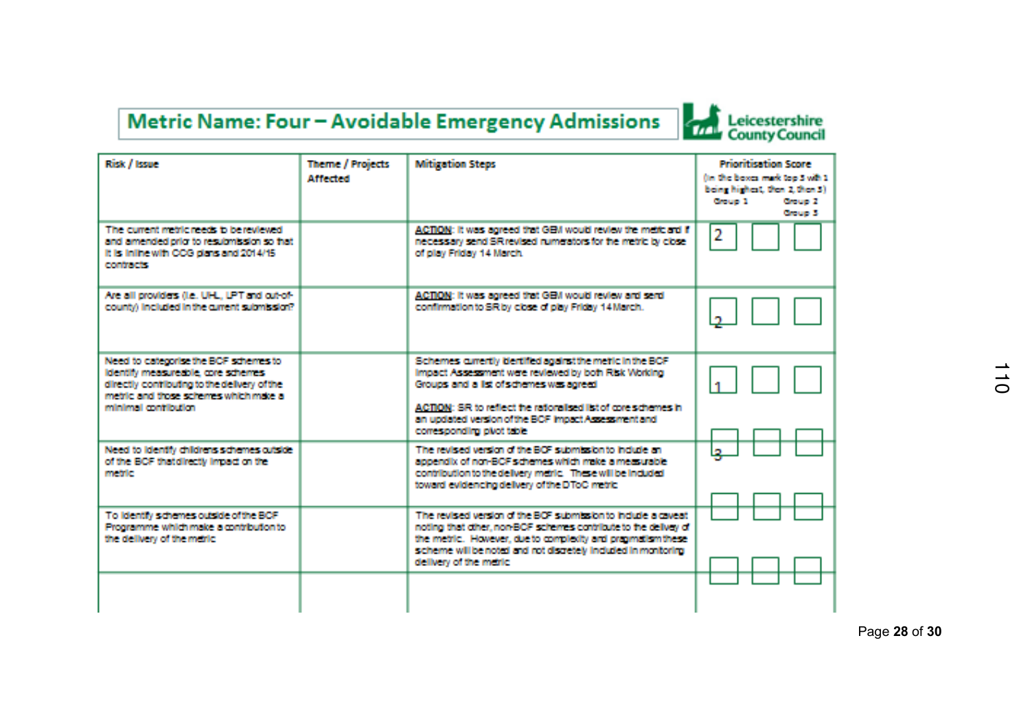# Metric Name: Four – Avoidable Emergency Admissions

Leicestershire County Council

| Risk / Issue | Theme / Projects Affected | Mitigation Steps | Prioritisation Score (In the boxes mark top 3 with 1 being highest, then 2, then 3) Group 1 | Group 2 | Group 3 |
|---|---|---|---|---|---|
| The current metric needs to be reviewed and amended prior to resubmission so that it is inline with CCG plans and 2014/15 contracts | | **ACTION**: It was agreed that GBM would review the metric and if necessary send SR revised numerators for the metric by close of play Friday 14 March. | 2 | | |
| Are all providers (i.e. UHL, LPT and out-of-county) included in the current submission? | | **ACTION**: It was agreed that GBM would review and send confirmation to SR by close of play Friday 14 March. | 2 | | |
| Need to categorise the BCF schemes to identify measureable, core schemes directly contributing to the delivery of the metric and those schemes which make a minimal contribution | | Schemes currently identified against the metric in the BCF Impact Assessment were reviewed by both Risk Working Groups and a list of schemes was agreed<br><br>**ACTION**: SR to reflect the rationalised list of core schemes in an updated version of the BCF Impact Assessment and corresponding pivot table | 1 | | |
| Need to identify childrens schemes outside of the BCF that directly impact on the metric | | The revised version of the BCF submission to include an appendix of non-BCF schemes which make a measurable contribution to the delivery metric. These will be included toward evidencing delivery of the DToC metric | 3 | | |
| To identify schemes outside of the BCF Programme which make a contribution to the delivery of the metric | | The revised version of the BCF submission to include a caveat noting that other, non-BCF schemes contribute to the delivery of the metric. However, due to complexity and pragmatism these scheme will be noted and not discretely included in monitoring delivery of the metric | | | |
| | | | | | |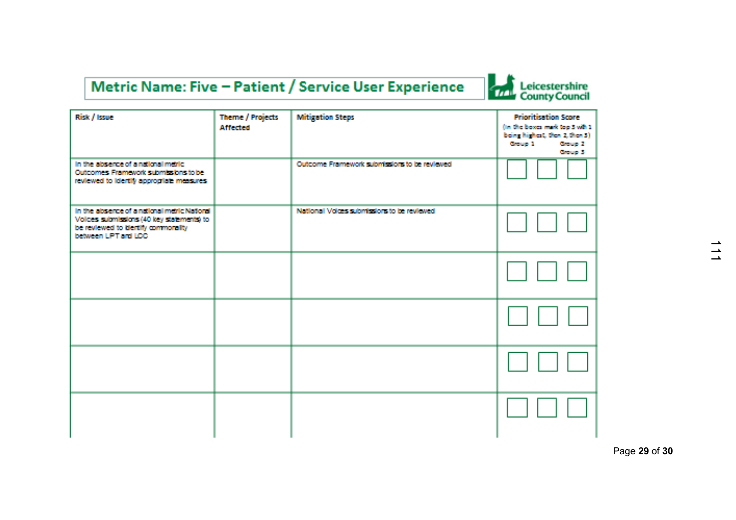## Metric Name: Five – Patient / Service User Experience

Leicestershire County Council

| Risk / Issue | Theme / Projects Affected | Mitigation Steps | Prioritisation Score (in the boxes mark top 3 with 1 being highest, then 2, then 3) Group 1 Group 2 Group 3 |
|---|---|---|---|
| In the absence of a national metric Outcomes Framework submissions to be reviewed to identify appropriate measures | | Outcome Framework submissions to be reviewed | ☐ ☐ ☐ |
| In the absence of a national metric National Voices submissions (40 key statements) to be reviewed to identify commonality between LPT and LCC | | National Voices submissions to be reviewed | ☐ ☐ ☐ |
| | | | ☐ ☐ ☐ |
| | | | ☐ ☐ ☐ |
| | | | ☐ ☐ ☐ |
| | | | ☐ ☐ ☐ |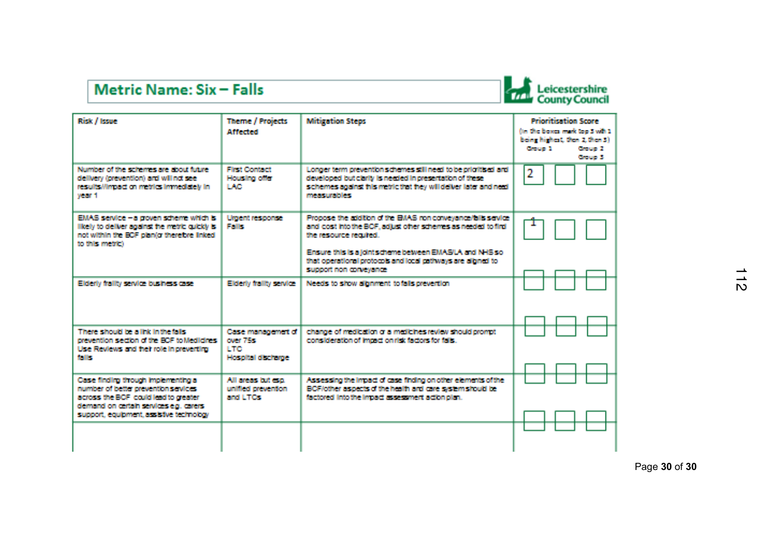# Metric Name: Six – Falls

| Risk / Issue | Theme / Projects Affected | Mitigation Steps | Prioritisation Score (in the boxes mark top 3 with 1 being highest, then 2, then 3) Group 1 | Group 2 | Group 3 |
|---|---|---|---|---|---|
| Number of the schemes are about future delivery (prevention) and will not see results/impact on metrics immediately in year 1 | First Contact<br>Housing offer<br>LAC | Longer term prevention schemes still need to be prioritised and developed but clarity is needed in presentation of these schemes against this metric that they will deliver later and need measurables | 2 | | |
| EMAS service – a proven scheme which is likely to deliver against the metric quickly is not within the BCF plan(or therefore linked to this metric) | Urgent response<br>Falls | Propose the addition of the EMAS non conveyance/falls service and cost into the BCF, adjust other schemes as needed to find the resource required.<br><br>Ensure this is a joint scheme between EMAS/LA and NHS so that operational protocols and local pathways are aligned to support non conveyance | 1 | | |
| Elderly frailty service business case | Elderly frailty service | Needs to show alignment to falls prevention | | | |
| There should be a link in the falls prevention section of the BCF to Medicines Use Reviews and their role in preventing falls | Case management of over 75s<br>LTC<br>Hospital discharge | change of medication or a medicines review should prompt consideration of impact on risk factors for falls. | | | |
| Case finding through implementing a number of better prevention services across the BCF could lead to greater demand on certain services e.g. carers support, equipment, assistive technology | All areas but esp. unified prevention and LTCs | Assessing the impact of case finding on other elements of the BCF/other aspects of the health and care system should be factored into the impact assessment action plan. | | | |
| | | | | | |